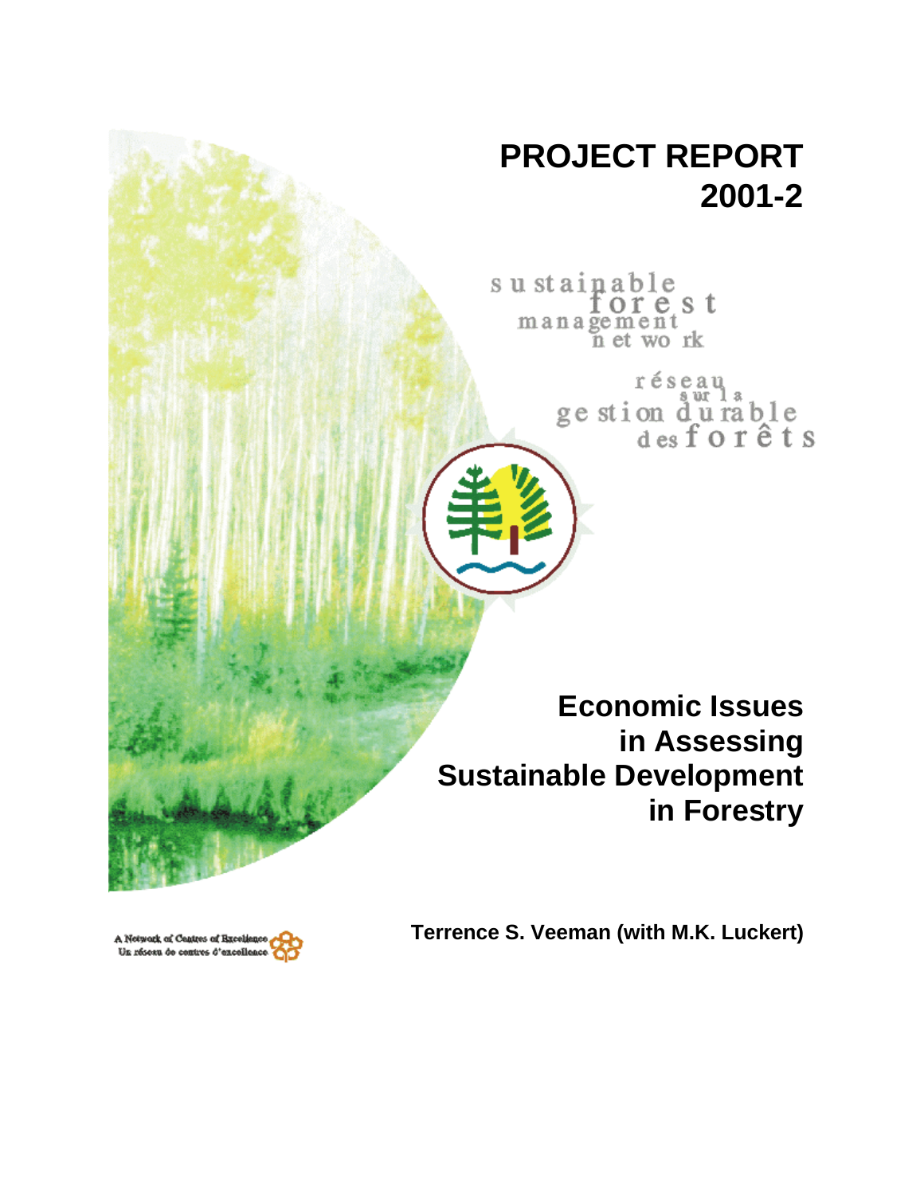# PROJECT REPORT 2001-2

sustainable forest management network

réseau sur la gestion durable des forêts

## Economic Issues in Assessing Sustainable Development in Forestry

**Terrence S. Veeman (with M.K. Luckert)**

A Network of Centres of Excellence
Un réseau de centres d'excellence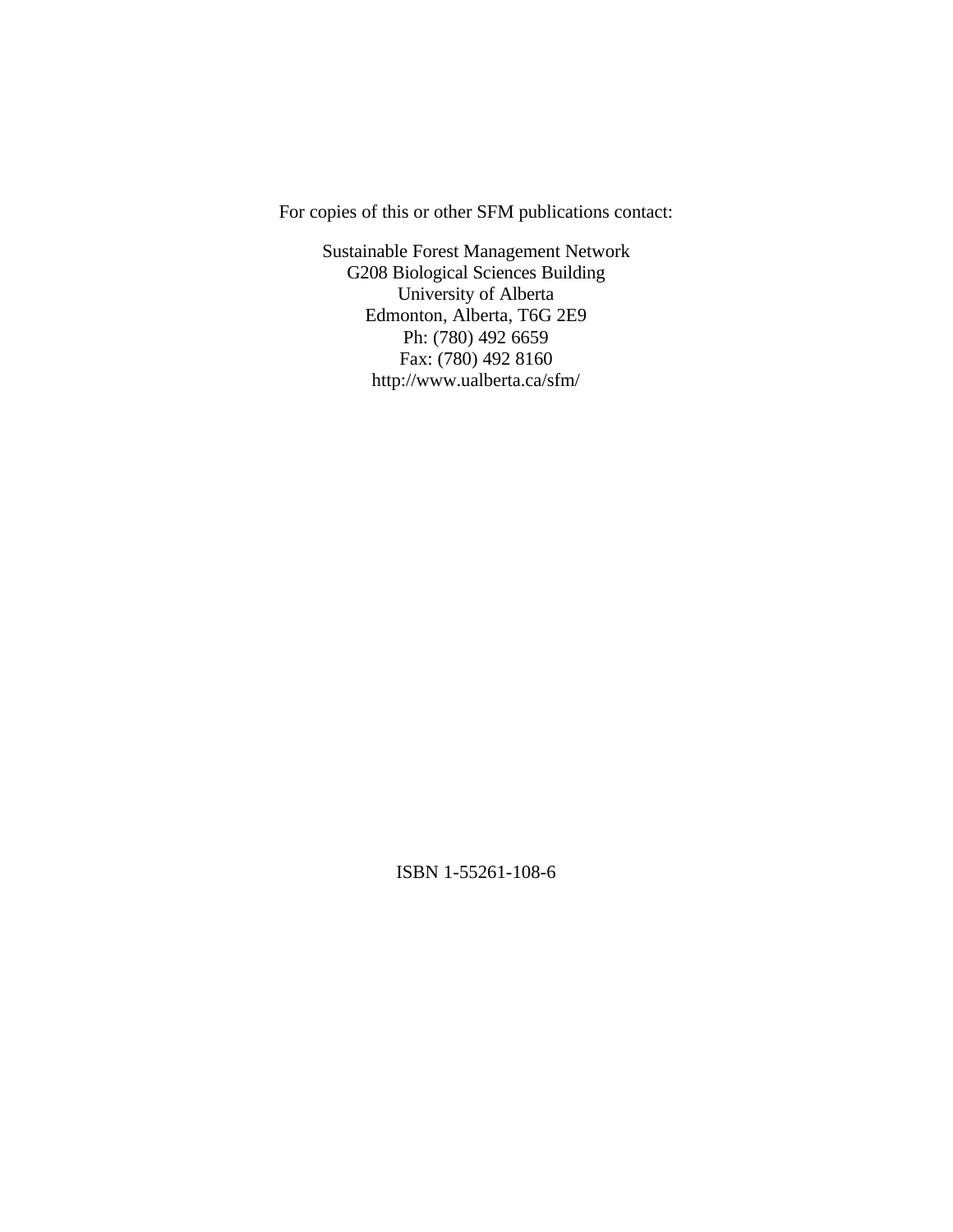For copies of this or other SFM publications contact:

Sustainable Forest Management Network
G208 Biological Sciences Building
University of Alberta
Edmonton, Alberta, T6G 2E9
Ph: (780) 492 6659
Fax: (780) 492 8160
http://www.ualberta.ca/sfm/

ISBN 1-55261-108-6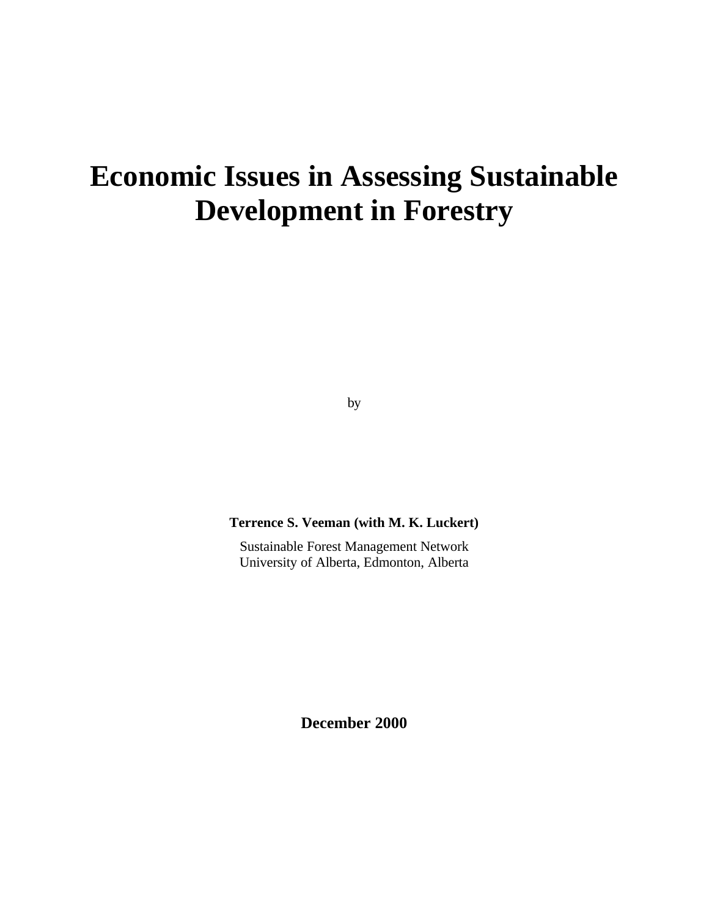# Economic Issues in Assessing Sustainable Development in Forestry

by

**Terrence S. Veeman (with M. K. Luckert)**

Sustainable Forest Management Network
University of Alberta, Edmonton, Alberta

**December 2000**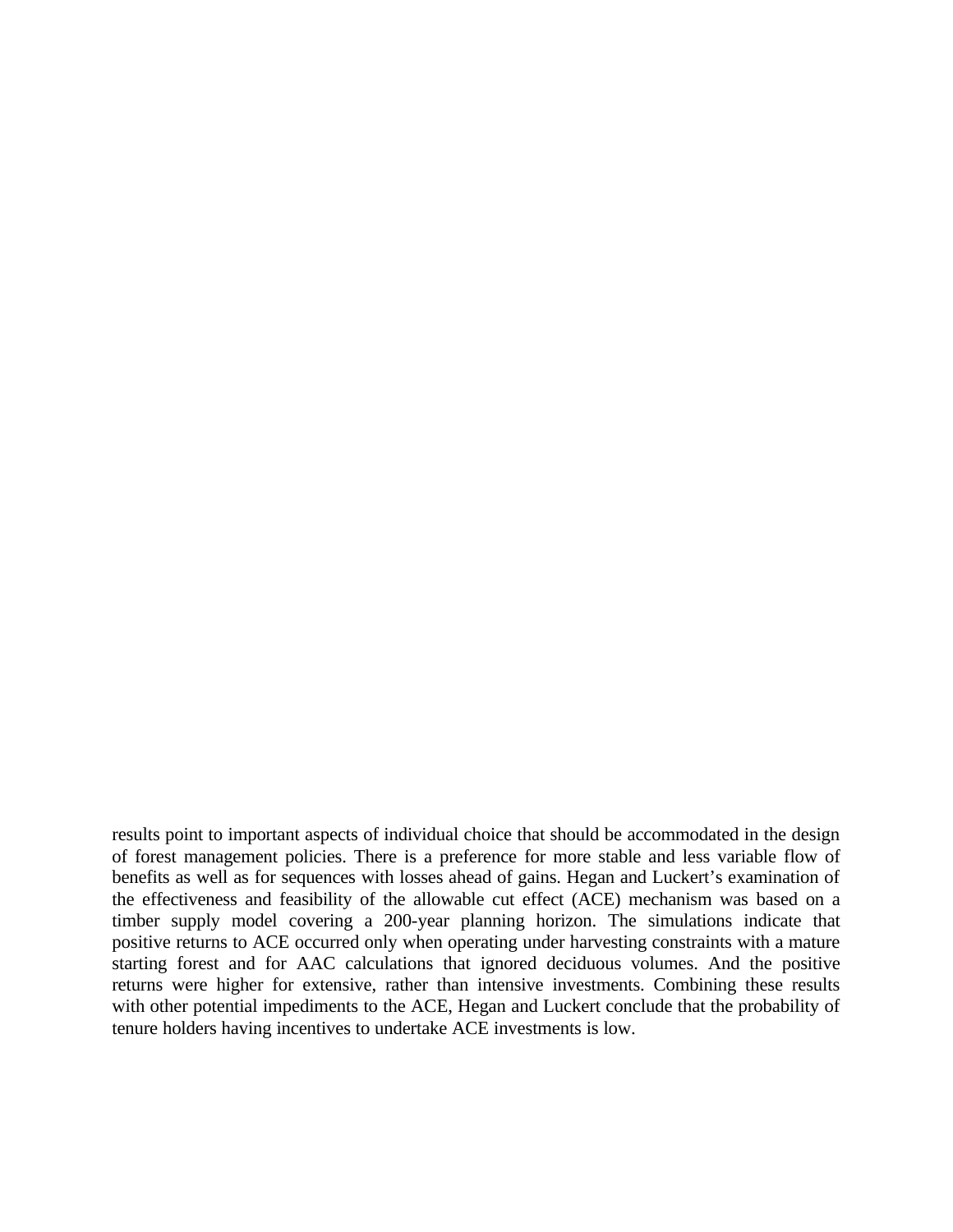results point to important aspects of individual choice that should be accommodated in the design of forest management policies. There is a preference for more stable and less variable flow of benefits as well as for sequences with losses ahead of gains. Hegan and Luckert's examination of the effectiveness and feasibility of the allowable cut effect (ACE) mechanism was based on a timber supply model covering a 200-year planning horizon. The simulations indicate that positive returns to ACE occurred only when operating under harvesting constraints with a mature starting forest and for AAC calculations that ignored deciduous volumes. And the positive returns were higher for extensive, rather than intensive investments. Combining these results with other potential impediments to the ACE, Hegan and Luckert conclude that the probability of tenure holders having incentives to undertake ACE investments is low.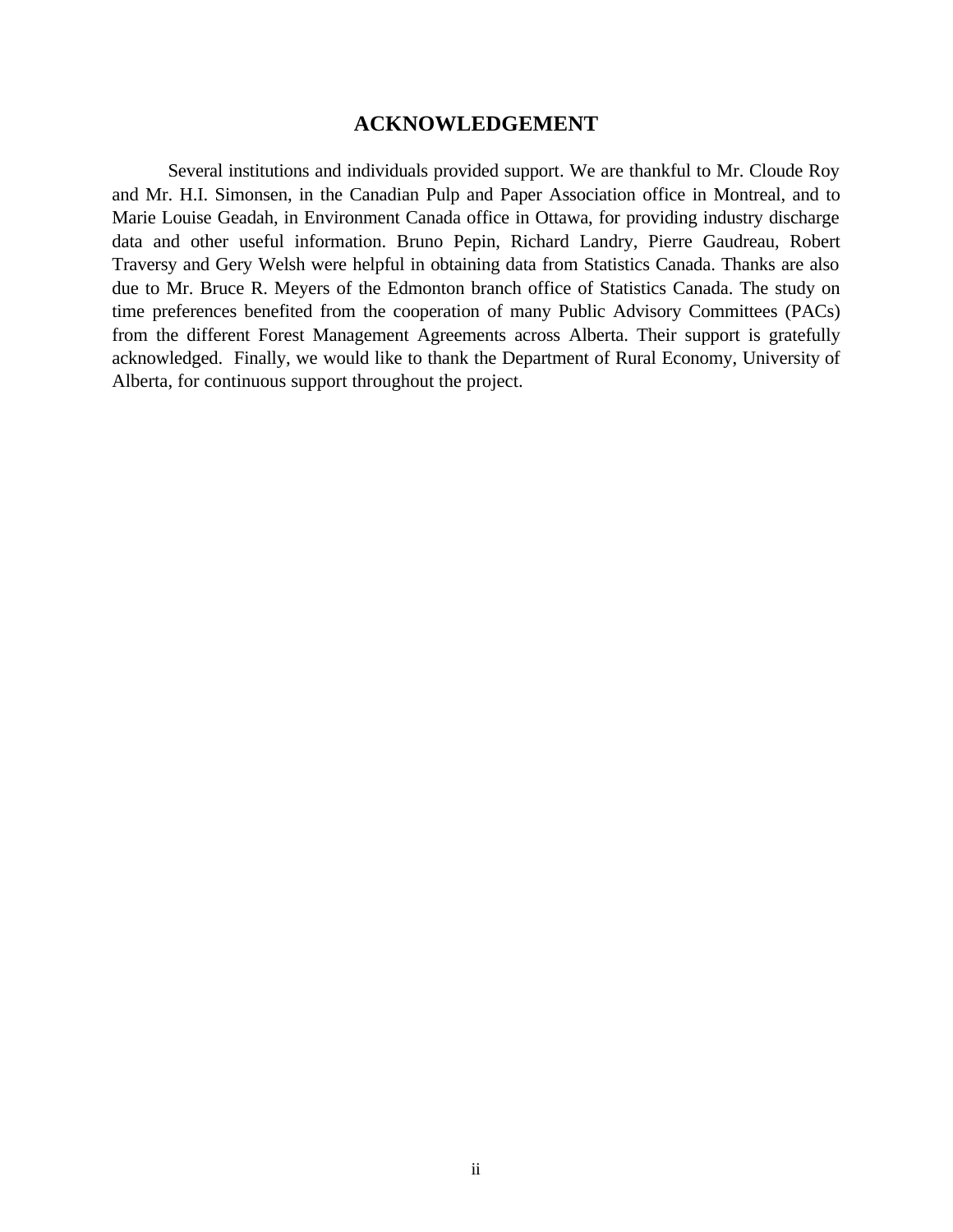# ACKNOWLEDGEMENT

Several institutions and individuals provided support. We are thankful to Mr. Cloude Roy and Mr. H.I. Simonsen, in the Canadian Pulp and Paper Association office in Montreal, and to Marie Louise Geadah, in Environment Canada office in Ottawa, for providing industry discharge data and other useful information. Bruno Pepin, Richard Landry, Pierre Gaudreau, Robert Traversy and Gery Welsh were helpful in obtaining data from Statistics Canada. Thanks are also due to Mr. Bruce R. Meyers of the Edmonton branch office of Statistics Canada. The study on time preferences benefited from the cooperation of many Public Advisory Committees (PACs) from the different Forest Management Agreements across Alberta. Their support is gratefully acknowledged. Finally, we would like to thank the Department of Rural Economy, University of Alberta, for continuous support throughout the project.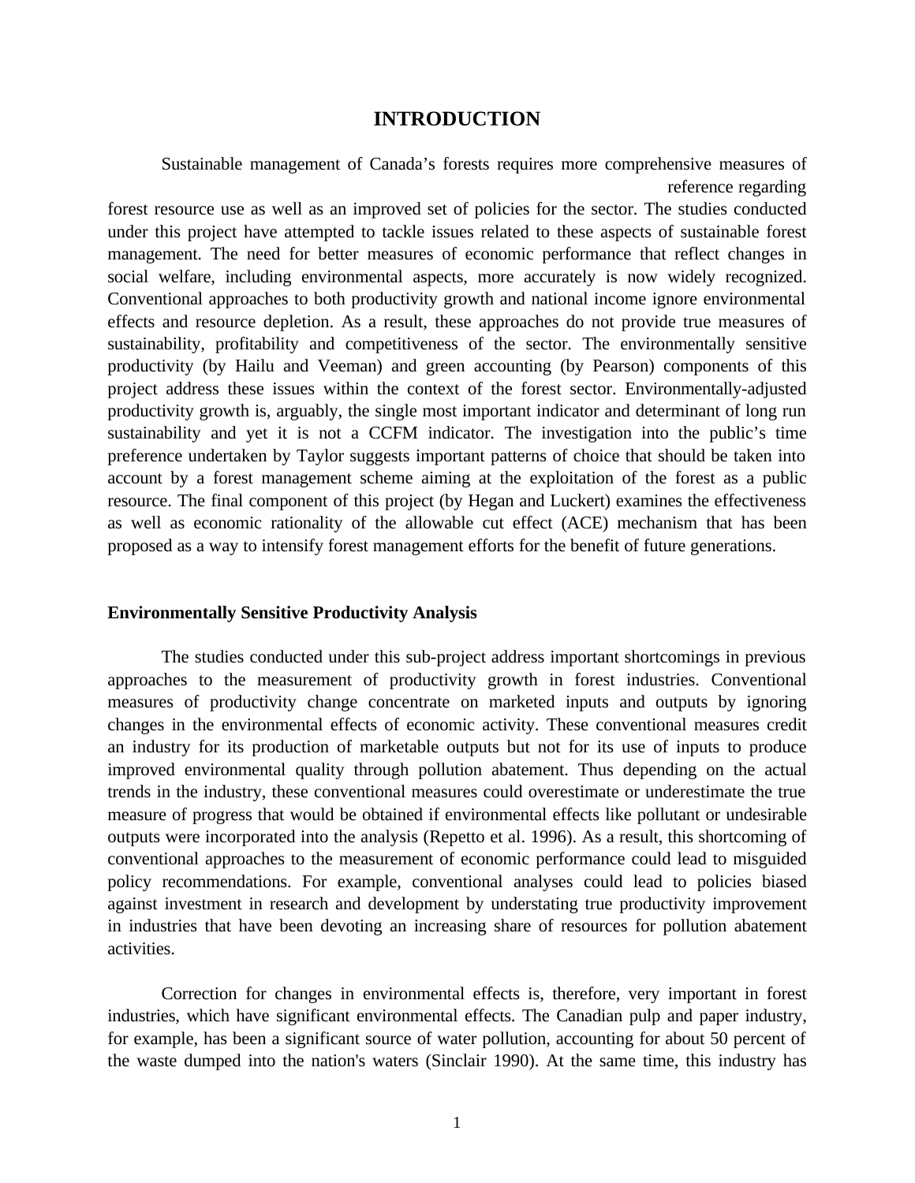# INTRODUCTION

Sustainable management of Canada's forests requires more comprehensive measures of reference regarding forest resource use as well as an improved set of policies for the sector. The studies conducted under this project have attempted to tackle issues related to these aspects of sustainable forest management. The need for better measures of economic performance that reflect changes in social welfare, including environmental aspects, more accurately is now widely recognized. Conventional approaches to both productivity growth and national income ignore environmental effects and resource depletion. As a result, these approaches do not provide true measures of sustainability, profitability and competitiveness of the sector. The environmentally sensitive productivity (by Hailu and Veeman) and green accounting (by Pearson) components of this project address these issues within the context of the forest sector. Environmentally-adjusted productivity growth is, arguably, the single most important indicator and determinant of long run sustainability and yet it is not a CCFM indicator. The investigation into the public's time preference undertaken by Taylor suggests important patterns of choice that should be taken into account by a forest management scheme aiming at the exploitation of the forest as a public resource. The final component of this project (by Hegan and Luckert) examines the effectiveness as well as economic rationality of the allowable cut effect (ACE) mechanism that has been proposed as a way to intensify forest management efforts for the benefit of future generations.

### Environmentally Sensitive Productivity Analysis

The studies conducted under this sub-project address important shortcomings in previous approaches to the measurement of productivity growth in forest industries. Conventional measures of productivity change concentrate on marketed inputs and outputs by ignoring changes in the environmental effects of economic activity. These conventional measures credit an industry for its production of marketable outputs but not for its use of inputs to produce improved environmental quality through pollution abatement. Thus depending on the actual trends in the industry, these conventional measures could overestimate or underestimate the true measure of progress that would be obtained if environmental effects like pollutant or undesirable outputs were incorporated into the analysis (Repetto et al. 1996). As a result, this shortcoming of conventional approaches to the measurement of economic performance could lead to misguided policy recommendations. For example, conventional analyses could lead to policies biased against investment in research and development by understating true productivity improvement in industries that have been devoting an increasing share of resources for pollution abatement activities.

Correction for changes in environmental effects is, therefore, very important in forest industries, which have significant environmental effects. The Canadian pulp and paper industry, for example, has been a significant source of water pollution, accounting for about 50 percent of the waste dumped into the nation's waters (Sinclair 1990). At the same time, this industry has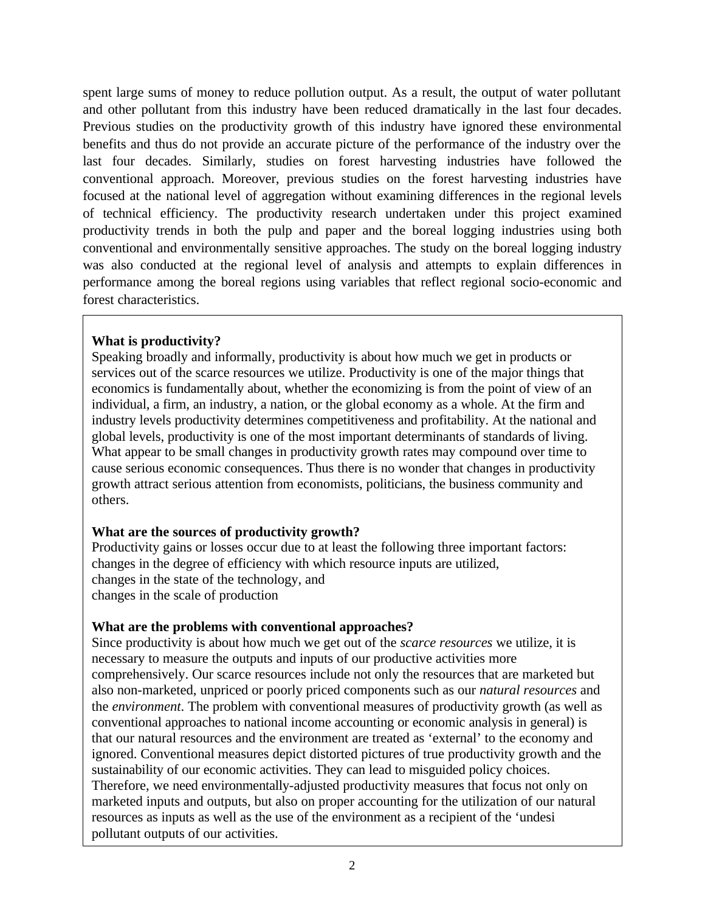spent large sums of money to reduce pollution output. As a result, the output of water pollutant and other pollutant from this industry have been reduced dramatically in the last four decades. Previous studies on the productivity growth of this industry have ignored these environmental benefits and thus do not provide an accurate picture of the performance of the industry over the last four decades. Similarly, studies on forest harvesting industries have followed the conventional approach. Moreover, previous studies on the forest harvesting industries have focused at the national level of aggregation without examining differences in the regional levels of technical efficiency. The productivity research undertaken under this project examined productivity trends in both the pulp and paper and the boreal logging industries using both conventional and environmentally sensitive approaches. The study on the boreal logging industry was also conducted at the regional level of analysis and attempts to explain differences in performance among the boreal regions using variables that reflect regional socio-economic and forest characteristics.

**What is productivity?**

Speaking broadly and informally, productivity is about how much we get in products or services out of the scarce resources we utilize. Productivity is one of the major things that economics is fundamentally about, whether the economizing is from the point of view of an individual, a firm, an industry, a nation, or the global economy as a whole. At the firm and industry levels productivity determines competitiveness and profitability. At the national and global levels, productivity is one of the most important determinants of standards of living. What appear to be small changes in productivity growth rates may compound over time to cause serious economic consequences. Thus there is no wonder that changes in productivity growth attract serious attention from economists, politicians, the business community and others.

**What are the sources of productivity growth?**

Productivity gains or losses occur due to at least the following three important factors:
changes in the degree of efficiency with which resource inputs are utilized,
changes in the state of the technology, and
changes in the scale of production

**What are the problems with conventional approaches?**

Since productivity is about how much we get out of the *scarce resources* we utilize, it is necessary to measure the outputs and inputs of our productive activities more comprehensively. Our scarce resources include not only the resources that are marketed but also non-marketed, unpriced or poorly priced components such as our *natural resources* and the *environment*. The problem with conventional measures of productivity growth (as well as conventional approaches to national income accounting or economic analysis in general) is that our natural resources and the environment are treated as 'external' to the economy and ignored. Conventional measures depict distorted pictures of true productivity growth and the sustainability of our economic activities. They can lead to misguided policy choices. Therefore, we need environmentally-adjusted productivity measures that focus not only on marketed inputs and outputs, but also on proper accounting for the utilization of our natural resources as inputs as well as the use of the environment as a recipient of the 'undesi pollutant outputs of our activities.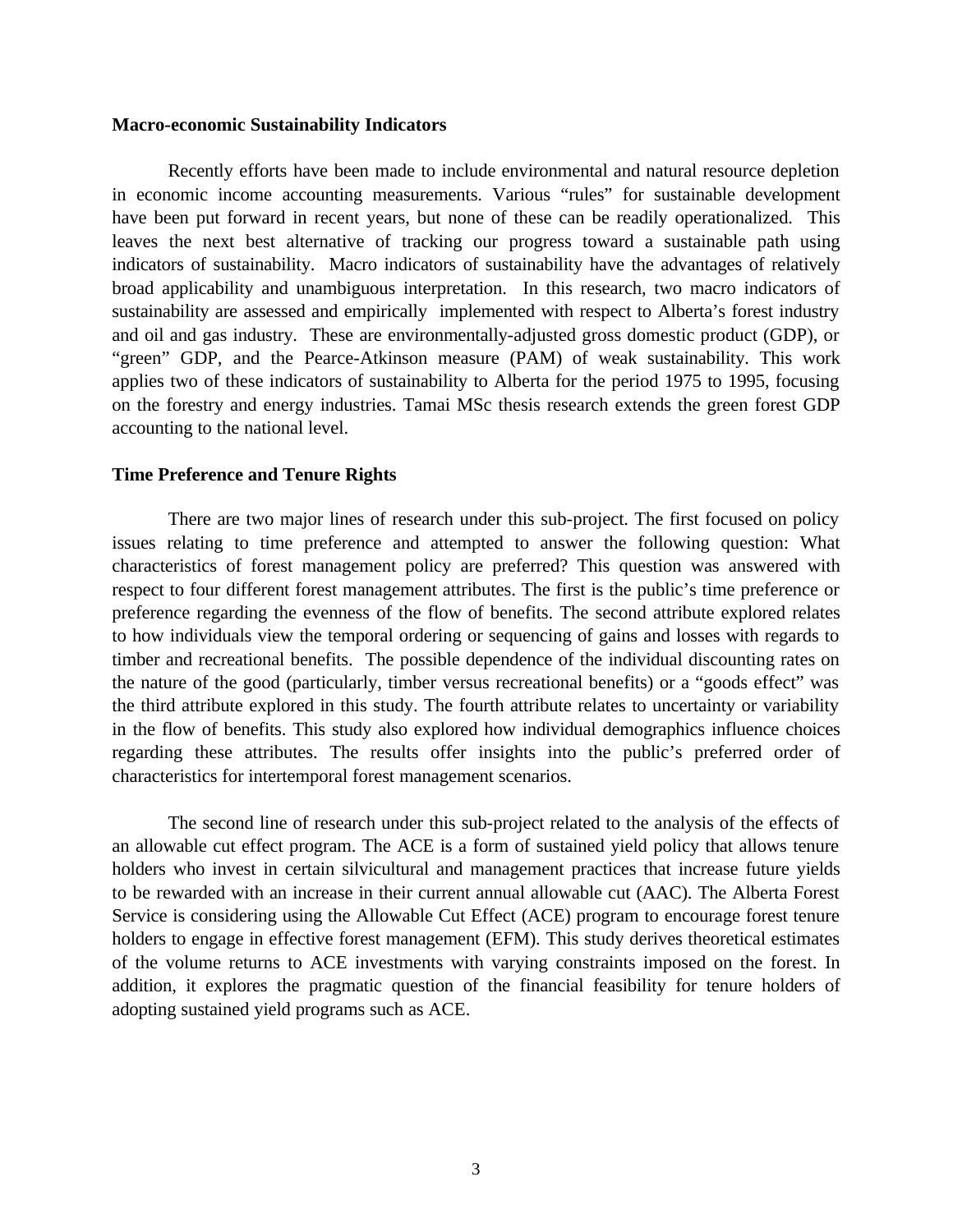**Macro-economic Sustainability Indicators**

Recently efforts have been made to include environmental and natural resource depletion in economic income accounting measurements. Various "rules" for sustainable development have been put forward in recent years, but none of these can be readily operationalized. This leaves the next best alternative of tracking our progress toward a sustainable path using indicators of sustainability. Macro indicators of sustainability have the advantages of relatively broad applicability and unambiguous interpretation. In this research, two macro indicators of sustainability are assessed and empirically implemented with respect to Alberta's forest industry and oil and gas industry. These are environmentally-adjusted gross domestic product (GDP), or "green" GDP, and the Pearce-Atkinson measure (PAM) of weak sustainability. This work applies two of these indicators of sustainability to Alberta for the period 1975 to 1995, focusing on the forestry and energy industries. Tamai MSc thesis research extends the green forest GDP accounting to the national level.

**Time Preference and Tenure Rights**

There are two major lines of research under this sub-project. The first focused on policy issues relating to time preference and attempted to answer the following question: What characteristics of forest management policy are preferred? This question was answered with respect to four different forest management attributes. The first is the public's time preference or preference regarding the evenness of the flow of benefits. The second attribute explored relates to how individuals view the temporal ordering or sequencing of gains and losses with regards to timber and recreational benefits. The possible dependence of the individual discounting rates on the nature of the good (particularly, timber versus recreational benefits) or a "goods effect" was the third attribute explored in this study. The fourth attribute relates to uncertainty or variability in the flow of benefits. This study also explored how individual demographics influence choices regarding these attributes. The results offer insights into the public's preferred order of characteristics for intertemporal forest management scenarios.

The second line of research under this sub-project related to the analysis of the effects of an allowable cut effect program. The ACE is a form of sustained yield policy that allows tenure holders who invest in certain silvicultural and management practices that increase future yields to be rewarded with an increase in their current annual allowable cut (AAC). The Alberta Forest Service is considering using the Allowable Cut Effect (ACE) program to encourage forest tenure holders to engage in effective forest management (EFM). This study derives theoretical estimates of the volume returns to ACE investments with varying constraints imposed on the forest. In addition, it explores the pragmatic question of the financial feasibility for tenure holders of adopting sustained yield programs such as ACE.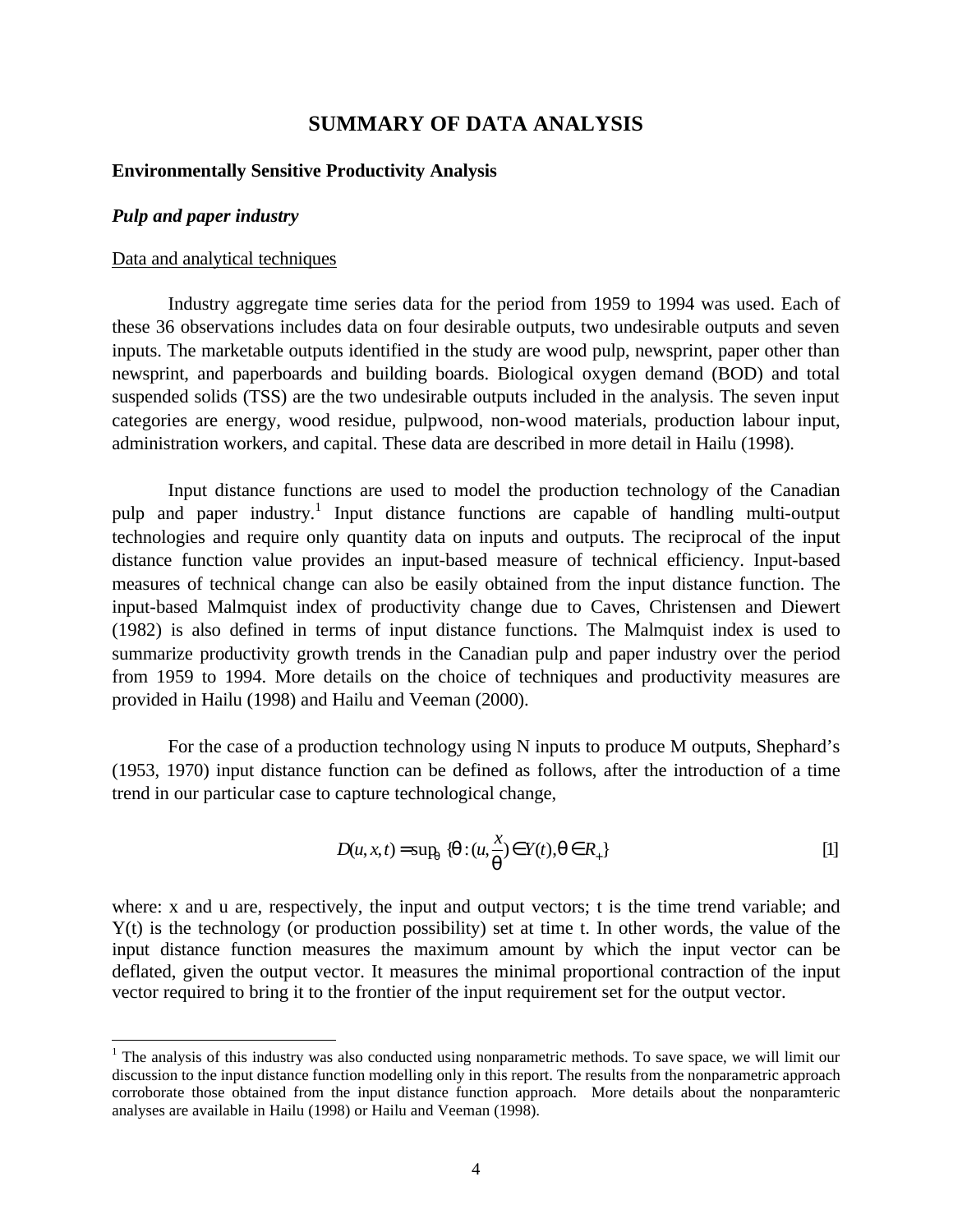# SUMMARY OF DATA ANALYSIS

## Environmentally Sensitive Productivity Analysis

### *Pulp and paper industry*

Data and analytical techniques

Industry aggregate time series data for the period from 1959 to 1994 was used. Each of these 36 observations includes data on four desirable outputs, two undesirable outputs and seven inputs. The marketable outputs identified in the study are wood pulp, newsprint, paper other than newsprint, and paperboards and building boards. Biological oxygen demand (BOD) and total suspended solids (TSS) are the two undesirable outputs included in the analysis. The seven input categories are energy, wood residue, pulpwood, non-wood materials, production labour input, administration workers, and capital. These data are described in more detail in Hailu (1998).

Input distance functions are used to model the production technology of the Canadian pulp and paper industry.[1] Input distance functions are capable of handling multi-output technologies and require only quantity data on inputs and outputs. The reciprocal of the input distance function value provides an input-based measure of technical efficiency. Input-based measures of technical change can also be easily obtained from the input distance function. The input-based Malmquist index of productivity change due to Caves, Christensen and Diewert (1982) is also defined in terms of input distance functions. The Malmquist index is used to summarize productivity growth trends in the Canadian pulp and paper industry over the period from 1959 to 1994. More details on the choice of techniques and productivity measures are provided in Hailu (1998) and Hailu and Veeman (2000).

For the case of a production technology using N inputs to produce M outputs, Shephard's (1953, 1970) input distance function can be defined as follows, after the introduction of a time trend in our particular case to capture technological change,

$$D(u, x, t) = \sup_{\theta} \{\theta : (u, \frac{x}{\theta}) \in Y(t), \theta \in R_{+}\} \qquad [1]$$

where: x and u are, respectively, the input and output vectors; t is the time trend variable; and Y(t) is the technology (or production possibility) set at time t. In other words, the value of the input distance function measures the maximum amount by which the input vector can be deflated, given the output vector. It measures the minimal proportional contraction of the input vector required to bring it to the frontier of the input requirement set for the output vector.

---

[1] The analysis of this industry was also conducted using nonparametric methods. To save space, we will limit our discussion to the input distance function modelling only in this report. The results from the nonparametric approach corroborate those obtained from the input distance function approach. More details about the nonparamteric analyses are available in Hailu (1998) or Hailu and Veeman (1998).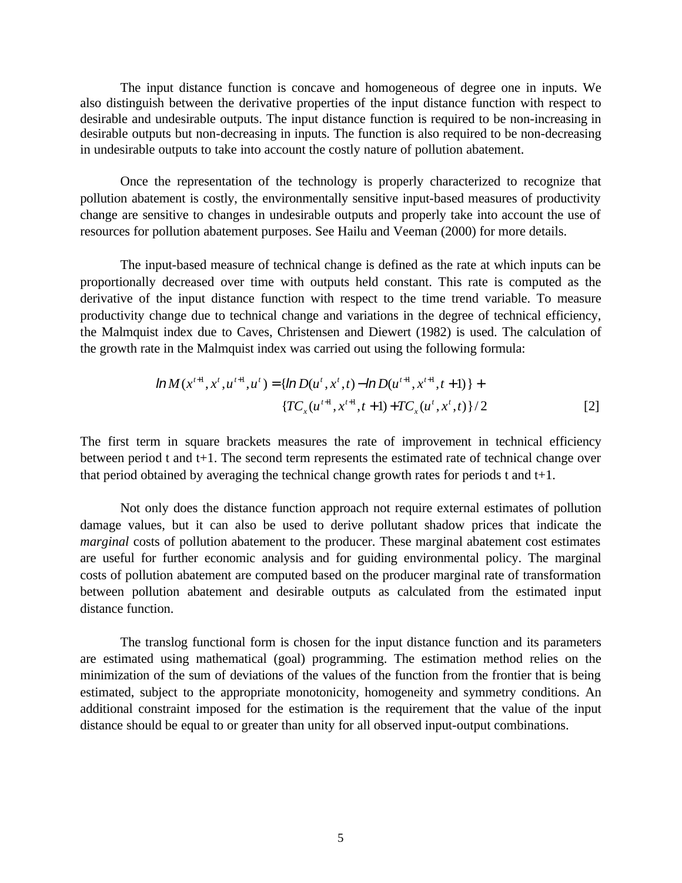The input distance function is concave and homogeneous of degree one in inputs. We also distinguish between the derivative properties of the input distance function with respect to desirable and undesirable outputs. The input distance function is required to be non-increasing in desirable outputs but non-decreasing in inputs. The function is also required to be non-decreasing in undesirable outputs to take into account the costly nature of pollution abatement.

Once the representation of the technology is properly characterized to recognize that pollution abatement is costly, the environmentally sensitive input-based measures of productivity change are sensitive to changes in undesirable outputs and properly take into account the use of resources for pollution abatement purposes. See Hailu and Veeman (2000) for more details.

The input-based measure of technical change is defined as the rate at which inputs can be proportionally decreased over time with outputs held constant. This rate is computed as the derivative of the input distance function with respect to the time trend variable. To measure productivity change due to technical change and variations in the degree of technical efficiency, the Malmquist index due to Caves, Christensen and Diewert (1982) is used. The calculation of the growth rate in the Malmquist index was carried out using the following formula:

$$
\begin{aligned}
\ln M(x^{t+1}, x^{t}, u^{t+1}, u^{t}) = \{&\ln D(u^{t}, x^{t}, t) - \ln D(u^{t+1}, x^{t+1}, t+1)\} + \\
&\{TC_{x}(u^{t+1}, x^{t+1}, t+1) + TC_{x}(u^{t}, x^{t}, t)\}/2 \qquad [2]
\end{aligned}
$$

The first term in square brackets measures the rate of improvement in technical efficiency between period t and t+1. The second term represents the estimated rate of technical change over that period obtained by averaging the technical change growth rates for periods t and t+1.

Not only does the distance function approach not require external estimates of pollution damage values, but it can also be used to derive pollutant shadow prices that indicate the *marginal* costs of pollution abatement to the producer. These marginal abatement cost estimates are useful for further economic analysis and for guiding environmental policy. The marginal costs of pollution abatement are computed based on the producer marginal rate of transformation between pollution abatement and desirable outputs as calculated from the estimated input distance function.

The translog functional form is chosen for the input distance function and its parameters are estimated using mathematical (goal) programming. The estimation method relies on the minimization of the sum of deviations of the values of the function from the frontier that is being estimated, subject to the appropriate monotonicity, homogeneity and symmetry conditions. An additional constraint imposed for the estimation is the requirement that the value of the input distance should be equal to or greater than unity for all observed input-output combinations.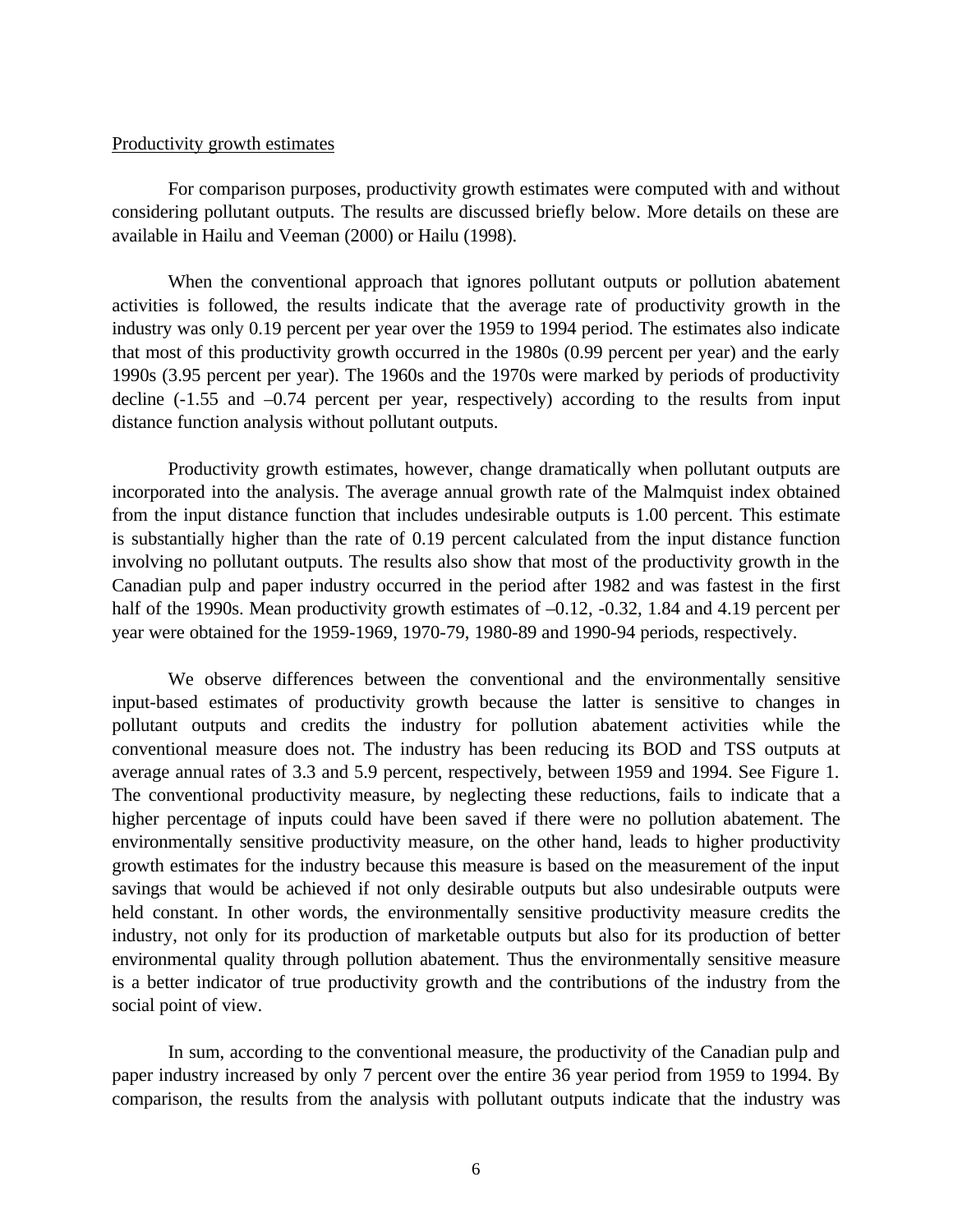<u>Productivity growth estimates</u>

For comparison purposes, productivity growth estimates were computed with and without considering pollutant outputs. The results are discussed briefly below. More details on these are available in Hailu and Veeman (2000) or Hailu (1998).

When the conventional approach that ignores pollutant outputs or pollution abatement activities is followed, the results indicate that the average rate of productivity growth in the industry was only 0.19 percent per year over the 1959 to 1994 period. The estimates also indicate that most of this productivity growth occurred in the 1980s (0.99 percent per year) and the early 1990s (3.95 percent per year). The 1960s and the 1970s were marked by periods of productivity decline (-1.55 and –0.74 percent per year, respectively) according to the results from input distance function analysis without pollutant outputs.

Productivity growth estimates, however, change dramatically when pollutant outputs are incorporated into the analysis. The average annual growth rate of the Malmquist index obtained from the input distance function that includes undesirable outputs is 1.00 percent. This estimate is substantially higher than the rate of 0.19 percent calculated from the input distance function involving no pollutant outputs. The results also show that most of the productivity growth in the Canadian pulp and paper industry occurred in the period after 1982 and was fastest in the first half of the 1990s. Mean productivity growth estimates of –0.12, -0.32, 1.84 and 4.19 percent per year were obtained for the 1959-1969, 1970-79, 1980-89 and 1990-94 periods, respectively.

We observe differences between the conventional and the environmentally sensitive input-based estimates of productivity growth because the latter is sensitive to changes in pollutant outputs and credits the industry for pollution abatement activities while the conventional measure does not. The industry has been reducing its BOD and TSS outputs at average annual rates of 3.3 and 5.9 percent, respectively, between 1959 and 1994. See Figure 1. The conventional productivity measure, by neglecting these reductions, fails to indicate that a higher percentage of inputs could have been saved if there were no pollution abatement. The environmentally sensitive productivity measure, on the other hand, leads to higher productivity growth estimates for the industry because this measure is based on the measurement of the input savings that would be achieved if not only desirable outputs but also undesirable outputs were held constant. In other words, the environmentally sensitive productivity measure credits the industry, not only for its production of marketable outputs but also for its production of better environmental quality through pollution abatement. Thus the environmentally sensitive measure is a better indicator of true productivity growth and the contributions of the industry from the social point of view.

In sum, according to the conventional measure, the productivity of the Canadian pulp and paper industry increased by only 7 percent over the entire 36 year period from 1959 to 1994. By comparison, the results from the analysis with pollutant outputs indicate that the industry was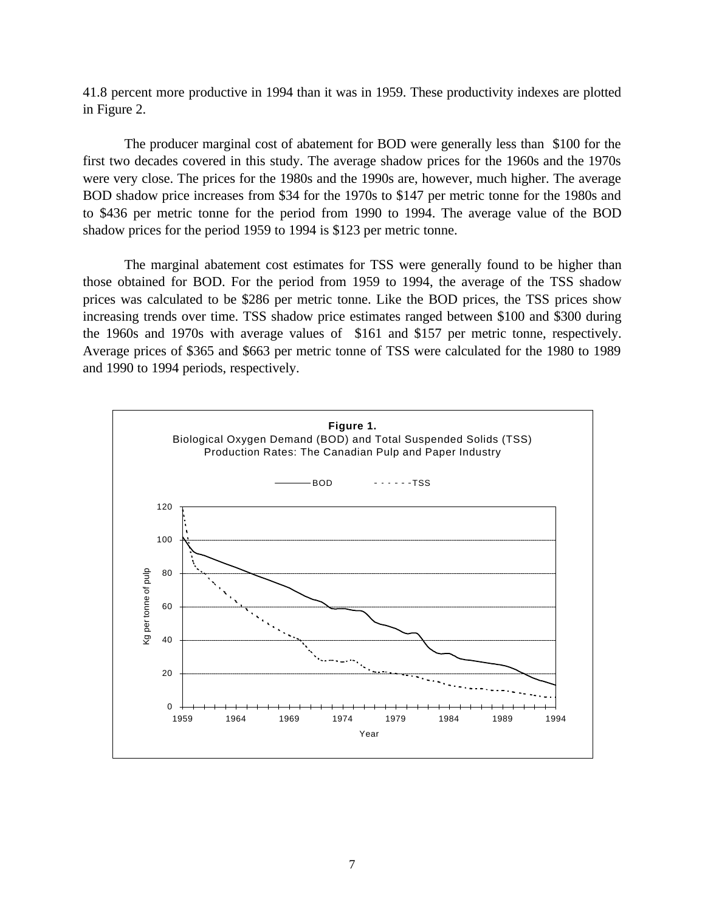41.8 percent more productive in 1994 than it was in 1959. These productivity indexes are plotted in Figure 2.

The producer marginal cost of abatement for BOD were generally less than $100 for the first two decades covered in this study. The average shadow prices for the 1960s and the 1970s were very close. The prices for the 1980s and the 1990s are, however, much higher. The average BOD shadow price increases from $34 for the 1970s to $147 per metric tonne for the 1980s and to $436 per metric tonne for the period from 1990 to 1994. The average value of the BOD shadow prices for the period 1959 to 1994 is $123 per metric tonne.

The marginal abatement cost estimates for TSS were generally found to be higher than those obtained for BOD. For the period from 1959 to 1994, the average of the TSS shadow prices was calculated to be $286 per metric tonne. Like the BOD prices, the TSS prices show increasing trends over time. TSS shadow price estimates ranged between $100 and $300 during the 1960s and 1970s with average values of $161 and $157 per metric tonne, respectively. Average prices of $365 and $663 per metric tonne of TSS were calculated for the 1980 to 1989 and 1990 to 1994 periods, respectively.

**Figure 1.**
Biological Oxygen Demand (BOD) and Total Suspended Solids (TSS) Production Rates: The Canadian Pulp and Paper Industry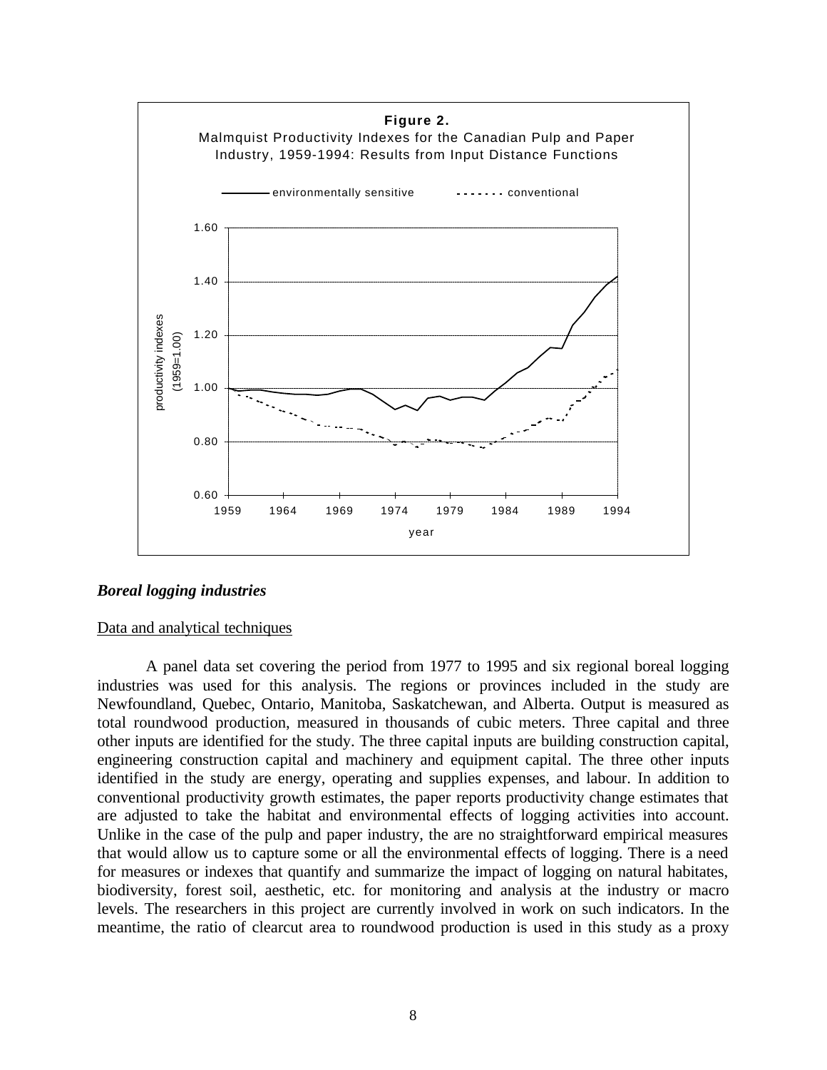**Figure 2.**
Malmquist Productivity Indexes for the Canadian Pulp and Paper Industry, 1959-1994: Results from Input Distance Functions

### *Boreal logging industries*

Data and analytical techniques

A panel data set covering the period from 1977 to 1995 and six regional boreal logging industries was used for this analysis. The regions or provinces included in the study are Newfoundland, Quebec, Ontario, Manitoba, Saskatchewan, and Alberta. Output is measured as total roundwood production, measured in thousands of cubic meters. Three capital and three other inputs are identified for the study. The three capital inputs are building construction capital, engineering construction capital and machinery and equipment capital. The three other inputs identified in the study are energy, operating and supplies expenses, and labour. In addition to conventional productivity growth estimates, the paper reports productivity change estimates that are adjusted to take the habitat and environmental effects of logging activities into account. Unlike in the case of the pulp and paper industry, the are no straightforward empirical measures that would allow us to capture some or all the environmental effects of logging. There is a need for measures or indexes that quantify and summarize the impact of logging on natural habitates, biodiversity, forest soil, aesthetic, etc. for monitoring and analysis at the industry or macro levels. The researchers in this project are currently involved in work on such indicators. In the meantime, the ratio of clearcut area to roundwood production is used in this study as a proxy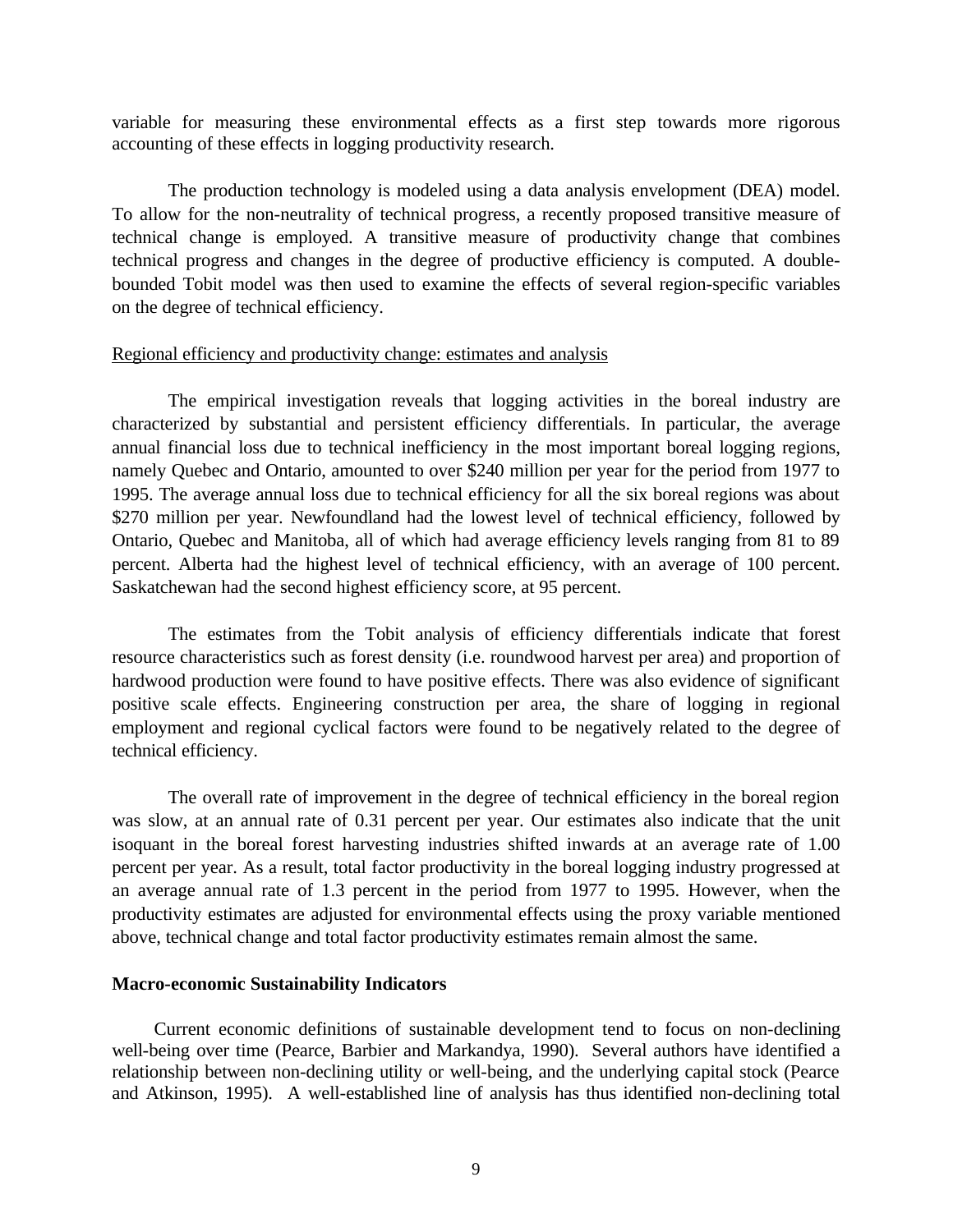variable for measuring these environmental effects as a first step towards more rigorous accounting of these effects in logging productivity research.

The production technology is modeled using a data analysis envelopment (DEA) model. To allow for the non-neutrality of technical progress, a recently proposed transitive measure of technical change is employed. A transitive measure of productivity change that combines technical progress and changes in the degree of productive efficiency is computed. A double-bounded Tobit model was then used to examine the effects of several region-specific variables on the degree of technical efficiency.

Regional efficiency and productivity change: estimates and analysis

The empirical investigation reveals that logging activities in the boreal industry are characterized by substantial and persistent efficiency differentials. In particular, the average annual financial loss due to technical inefficiency in the most important boreal logging regions, namely Quebec and Ontario, amounted to over $240 million per year for the period from 1977 to 1995. The average annual loss due to technical efficiency for all the six boreal regions was about $270 million per year. Newfoundland had the lowest level of technical efficiency, followed by Ontario, Quebec and Manitoba, all of which had average efficiency levels ranging from 81 to 89 percent. Alberta had the highest level of technical efficiency, with an average of 100 percent. Saskatchewan had the second highest efficiency score, at 95 percent.

The estimates from the Tobit analysis of efficiency differentials indicate that forest resource characteristics such as forest density (i.e. roundwood harvest per area) and proportion of hardwood production were found to have positive effects. There was also evidence of significant positive scale effects. Engineering construction per area, the share of logging in regional employment and regional cyclical factors were found to be negatively related to the degree of technical efficiency.

The overall rate of improvement in the degree of technical efficiency in the boreal region was slow, at an annual rate of 0.31 percent per year. Our estimates also indicate that the unit isoquant in the boreal forest harvesting industries shifted inwards at an average rate of 1.00 percent per year. As a result, total factor productivity in the boreal logging industry progressed at an average annual rate of 1.3 percent in the period from 1977 to 1995. However, when the productivity estimates are adjusted for environmental effects using the proxy variable mentioned above, technical change and total factor productivity estimates remain almost the same.

**Macro-economic Sustainability Indicators**

Current economic definitions of sustainable development tend to focus on non-declining well-being over time (Pearce, Barbier and Markandya, 1990). Several authors have identified a relationship between non-declining utility or well-being, and the underlying capital stock (Pearce and Atkinson, 1995). A well-established line of analysis has thus identified non-declining total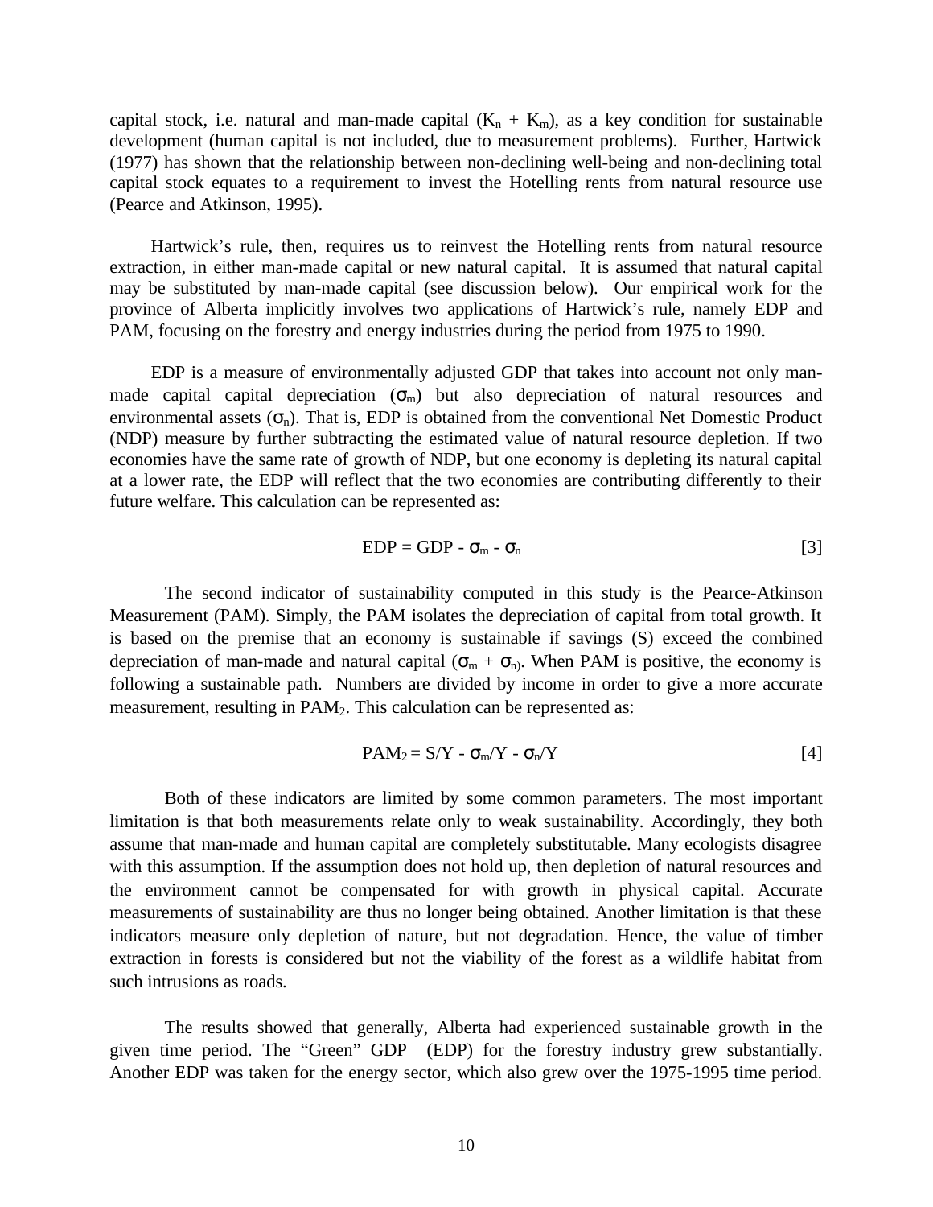capital stock, i.e. natural and man-made capital ($K_n + K_m$), as a key condition for sustainable development (human capital is not included, due to measurement problems). Further, Hartwick (1977) has shown that the relationship between non-declining well-being and non-declining total capital stock equates to a requirement to invest the Hotelling rents from natural resource use (Pearce and Atkinson, 1995).

Hartwick's rule, then, requires us to reinvest the Hotelling rents from natural resource extraction, in either man-made capital or new natural capital. It is assumed that natural capital may be substituted by man-made capital (see discussion below). Our empirical work for the province of Alberta implicitly involves two applications of Hartwick's rule, namely EDP and PAM, focusing on the forestry and energy industries during the period from 1975 to 1990.

EDP is a measure of environmentally adjusted GDP that takes into account not only man-made capital capital depreciation ($\sigma_m$) but also depreciation of natural resources and environmental assets ($\sigma_n$). That is, EDP is obtained from the conventional Net Domestic Product (NDP) measure by further subtracting the estimated value of natural resource depletion. If two economies have the same rate of growth of NDP, but one economy is depleting its natural capital at a lower rate, the EDP will reflect that the two economies are contributing differently to their future welfare. This calculation can be represented as:

$$EDP = GDP - \sigma_m - \sigma_n \qquad [3]$$

The second indicator of sustainability computed in this study is the Pearce-Atkinson Measurement (PAM). Simply, the PAM isolates the depreciation of capital from total growth. It is based on the premise that an economy is sustainable if savings (S) exceed the combined depreciation of man-made and natural capital ($\sigma_m + \sigma_n$). When PAM is positive, the economy is following a sustainable path. Numbers are divided by income in order to give a more accurate measurement, resulting in $PAM_2$. This calculation can be represented as:

$$PAM_2 = S/Y - \sigma_m/Y - \sigma_n/Y \qquad [4]$$

Both of these indicators are limited by some common parameters. The most important limitation is that both measurements relate only to weak sustainability. Accordingly, they both assume that man-made and human capital are completely substitutable. Many ecologists disagree with this assumption. If the assumption does not hold up, then depletion of natural resources and the environment cannot be compensated for with growth in physical capital. Accurate measurements of sustainability are thus no longer being obtained. Another limitation is that these indicators measure only depletion of nature, but not degradation. Hence, the value of timber extraction in forests is considered but not the viability of the forest as a wildlife habitat from such intrusions as roads.

The results showed that generally, Alberta had experienced sustainable growth in the given time period. The "Green" GDP (EDP) for the forestry industry grew substantially. Another EDP was taken for the energy sector, which also grew over the 1975-1995 time period.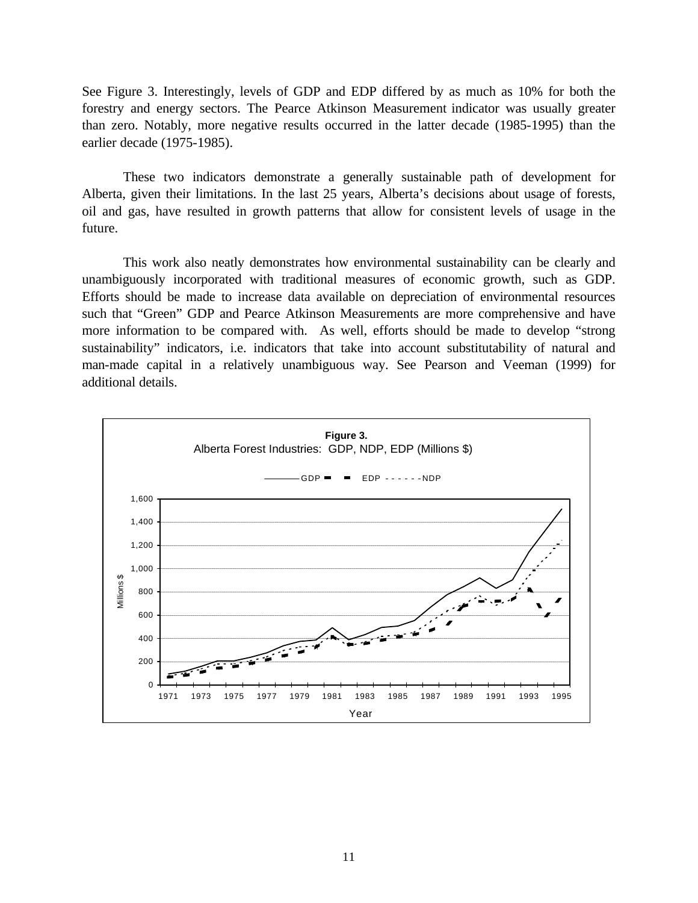See Figure 3. Interestingly, levels of GDP and EDP differed by as much as 10% for both the forestry and energy sectors. The Pearce Atkinson Measurement indicator was usually greater than zero. Notably, more negative results occurred in the latter decade (1985-1995) than the earlier decade (1975-1985).

These two indicators demonstrate a generally sustainable path of development for Alberta, given their limitations. In the last 25 years, Alberta's decisions about usage of forests, oil and gas, have resulted in growth patterns that allow for consistent levels of usage in the future.

This work also neatly demonstrates how environmental sustainability can be clearly and unambiguously incorporated with traditional measures of economic growth, such as GDP. Efforts should be made to increase data available on depreciation of environmental resources such that "Green" GDP and Pearce Atkinson Measurements are more comprehensive and have more information to be compared with. As well, efforts should be made to develop "strong sustainability" indicators, i.e. indicators that take into account substitutability of natural and man-made capital in a relatively unambiguous way. See Pearson and Veeman (1999) for additional details.

**Figure 3.**
Alberta Forest Industries: GDP, NDP, EDP (Millions $)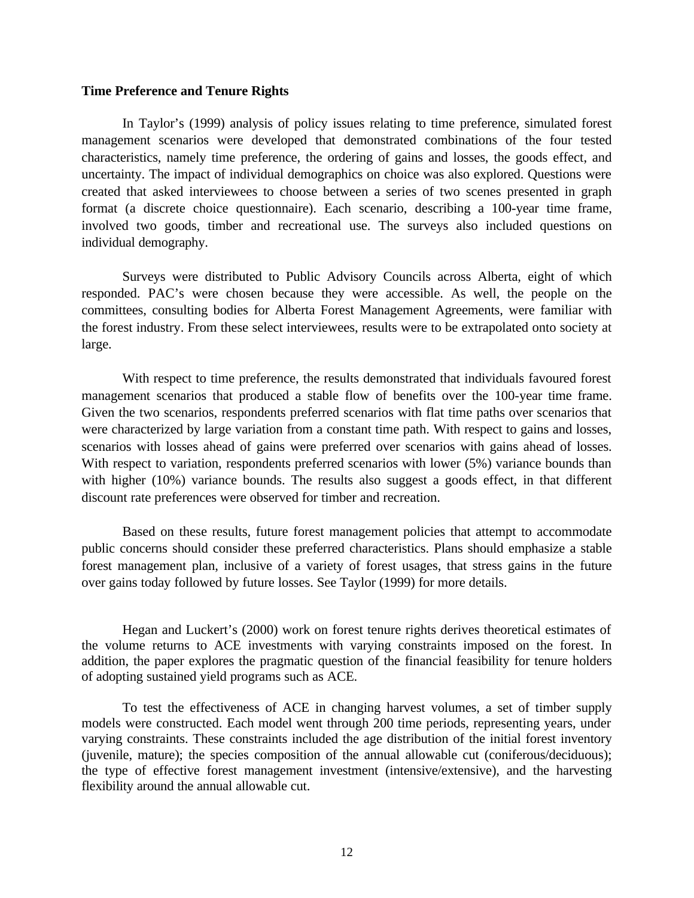**Time Preference and Tenure Rights**

In Taylor's (1999) analysis of policy issues relating to time preference, simulated forest management scenarios were developed that demonstrated combinations of the four tested characteristics, namely time preference, the ordering of gains and losses, the goods effect, and uncertainty. The impact of individual demographics on choice was also explored. Questions were created that asked interviewees to choose between a series of two scenes presented in graph format (a discrete choice questionnaire). Each scenario, describing a 100-year time frame, involved two goods, timber and recreational use. The surveys also included questions on individual demography.

Surveys were distributed to Public Advisory Councils across Alberta, eight of which responded. PAC's were chosen because they were accessible. As well, the people on the committees, consulting bodies for Alberta Forest Management Agreements, were familiar with the forest industry. From these select interviewees, results were to be extrapolated onto society at large.

With respect to time preference, the results demonstrated that individuals favoured forest management scenarios that produced a stable flow of benefits over the 100-year time frame. Given the two scenarios, respondents preferred scenarios with flat time paths over scenarios that were characterized by large variation from a constant time path. With respect to gains and losses, scenarios with losses ahead of gains were preferred over scenarios with gains ahead of losses. With respect to variation, respondents preferred scenarios with lower (5%) variance bounds than with higher (10%) variance bounds. The results also suggest a goods effect, in that different discount rate preferences were observed for timber and recreation.

Based on these results, future forest management policies that attempt to accommodate public concerns should consider these preferred characteristics. Plans should emphasize a stable forest management plan, inclusive of a variety of forest usages, that stress gains in the future over gains today followed by future losses. See Taylor (1999) for more details.

Hegan and Luckert's (2000) work on forest tenure rights derives theoretical estimates of the volume returns to ACE investments with varying constraints imposed on the forest. In addition, the paper explores the pragmatic question of the financial feasibility for tenure holders of adopting sustained yield programs such as ACE.

To test the effectiveness of ACE in changing harvest volumes, a set of timber supply models were constructed. Each model went through 200 time periods, representing years, under varying constraints. These constraints included the age distribution of the initial forest inventory (juvenile, mature); the species composition of the annual allowable cut (coniferous/deciduous); the type of effective forest management investment (intensive/extensive), and the harvesting flexibility around the annual allowable cut.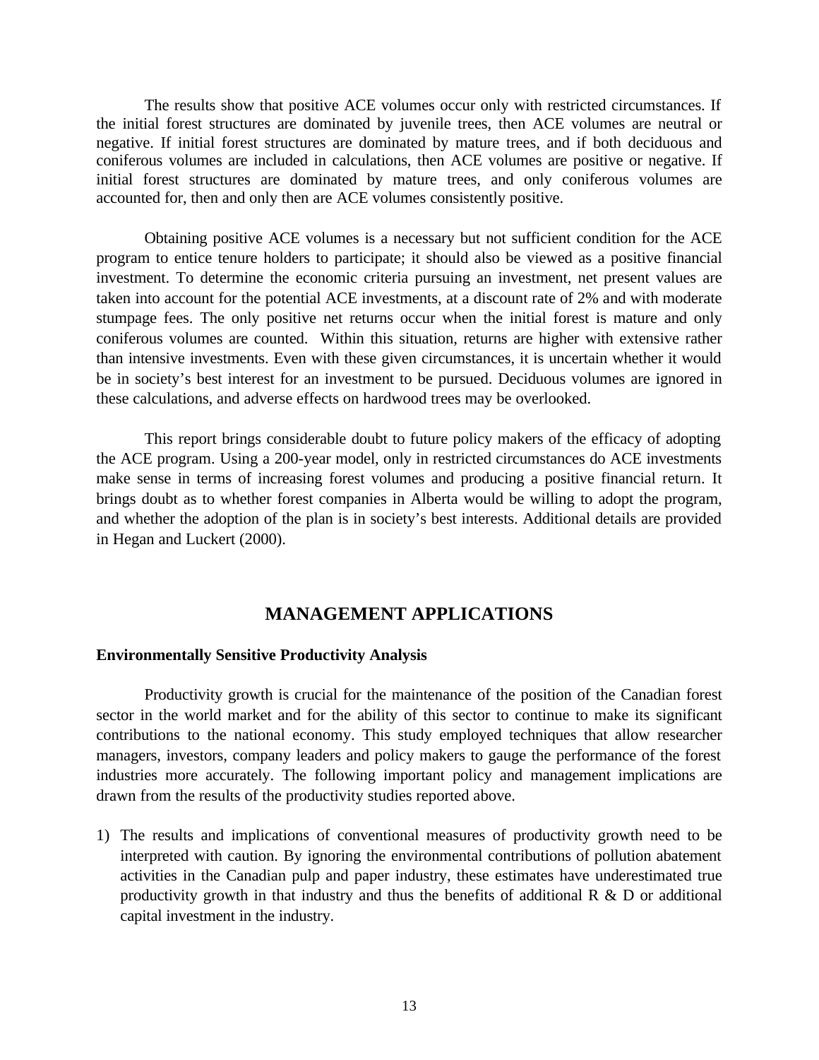The results show that positive ACE volumes occur only with restricted circumstances. If the initial forest structures are dominated by juvenile trees, then ACE volumes are neutral or negative. If initial forest structures are dominated by mature trees, and if both deciduous and coniferous volumes are included in calculations, then ACE volumes are positive or negative. If initial forest structures are dominated by mature trees, and only coniferous volumes are accounted for, then and only then are ACE volumes consistently positive.

Obtaining positive ACE volumes is a necessary but not sufficient condition for the ACE program to entice tenure holders to participate; it should also be viewed as a positive financial investment. To determine the economic criteria pursuing an investment, net present values are taken into account for the potential ACE investments, at a discount rate of 2% and with moderate stumpage fees. The only positive net returns occur when the initial forest is mature and only coniferous volumes are counted. Within this situation, returns are higher with extensive rather than intensive investments. Even with these given circumstances, it is uncertain whether it would be in society's best interest for an investment to be pursued. Deciduous volumes are ignored in these calculations, and adverse effects on hardwood trees may be overlooked.

This report brings considerable doubt to future policy makers of the efficacy of adopting the ACE program. Using a 200-year model, only in restricted circumstances do ACE investments make sense in terms of increasing forest volumes and producing a positive financial return. It brings doubt as to whether forest companies in Alberta would be willing to adopt the program, and whether the adoption of the plan is in society's best interests. Additional details are provided in Hegan and Luckert (2000).

## MANAGEMENT APPLICATIONS

**Environmentally Sensitive Productivity Analysis**

Productivity growth is crucial for the maintenance of the position of the Canadian forest sector in the world market and for the ability of this sector to continue to make its significant contributions to the national economy. This study employed techniques that allow researcher managers, investors, company leaders and policy makers to gauge the performance of the forest industries more accurately. The following important policy and management implications are drawn from the results of the productivity studies reported above.

1) The results and implications of conventional measures of productivity growth need to be interpreted with caution. By ignoring the environmental contributions of pollution abatement activities in the Canadian pulp and paper industry, these estimates have underestimated true productivity growth in that industry and thus the benefits of additional R & D or additional capital investment in the industry.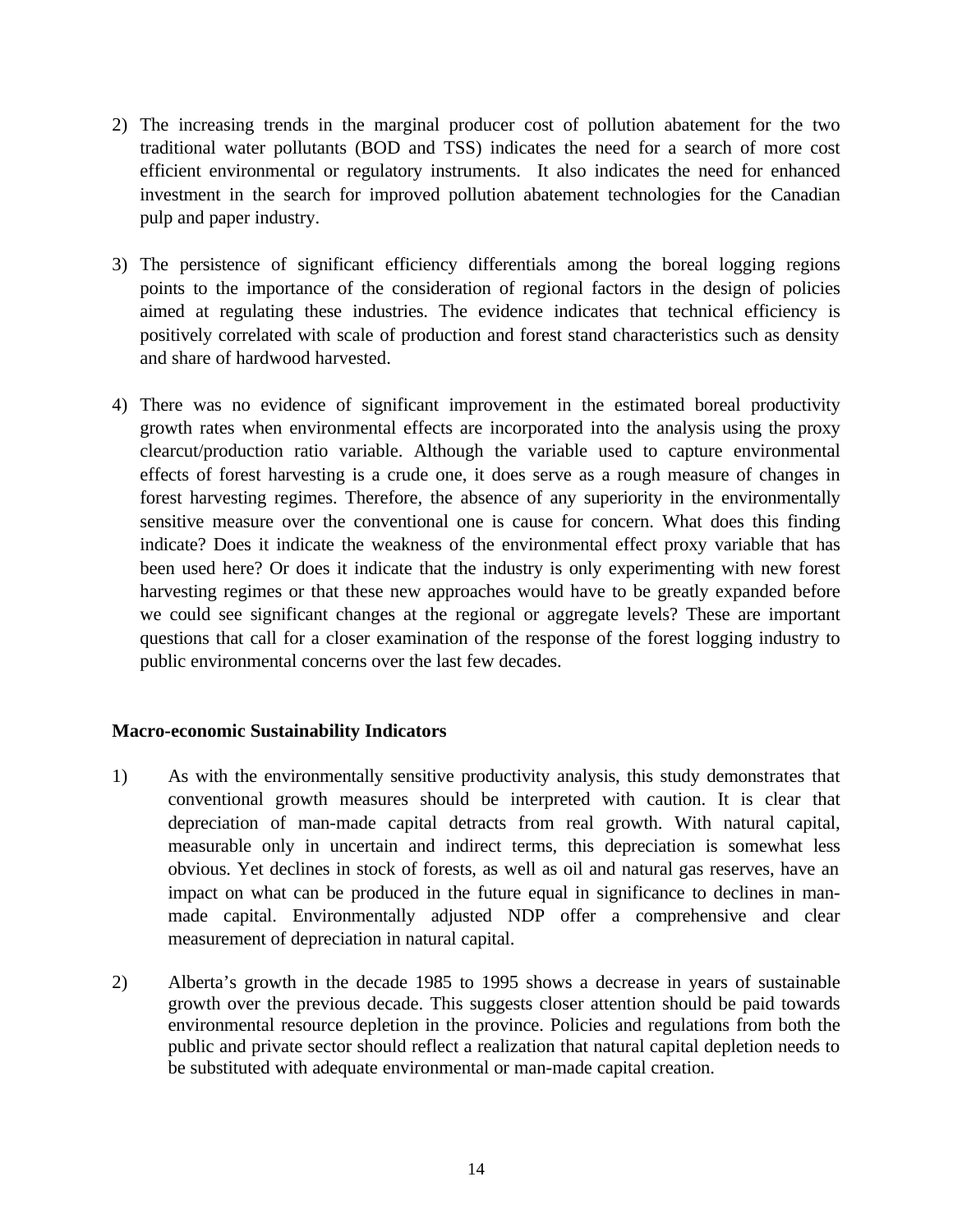2) The increasing trends in the marginal producer cost of pollution abatement for the two traditional water pollutants (BOD and TSS) indicates the need for a search of more cost efficient environmental or regulatory instruments. It also indicates the need for enhanced investment in the search for improved pollution abatement technologies for the Canadian pulp and paper industry.

3) The persistence of significant efficiency differentials among the boreal logging regions points to the importance of the consideration of regional factors in the design of policies aimed at regulating these industries. The evidence indicates that technical efficiency is positively correlated with scale of production and forest stand characteristics such as density and share of hardwood harvested.

4) There was no evidence of significant improvement in the estimated boreal productivity growth rates when environmental effects are incorporated into the analysis using the proxy clearcut/production ratio variable. Although the variable used to capture environmental effects of forest harvesting is a crude one, it does serve as a rough measure of changes in forest harvesting regimes. Therefore, the absence of any superiority in the environmentally sensitive measure over the conventional one is cause for concern. What does this finding indicate? Does it indicate the weakness of the environmental effect proxy variable that has been used here? Or does it indicate that the industry is only experimenting with new forest harvesting regimes or that these new approaches would have to be greatly expanded before we could see significant changes at the regional or aggregate levels? These are important questions that call for a closer examination of the response of the forest logging industry to public environmental concerns over the last few decades.

**Macro-economic Sustainability Indicators**

1) As with the environmentally sensitive productivity analysis, this study demonstrates that conventional growth measures should be interpreted with caution. It is clear that depreciation of man-made capital detracts from real growth. With natural capital, measurable only in uncertain and indirect terms, this depreciation is somewhat less obvious. Yet declines in stock of forests, as well as oil and natural gas reserves, have an impact on what can be produced in the future equal in significance to declines in man-made capital. Environmentally adjusted NDP offer a comprehensive and clear measurement of depreciation in natural capital.

2) Alberta's growth in the decade 1985 to 1995 shows a decrease in years of sustainable growth over the previous decade. This suggests closer attention should be paid towards environmental resource depletion in the province. Policies and regulations from both the public and private sector should reflect a realization that natural capital depletion needs to be substituted with adequate environmental or man-made capital creation.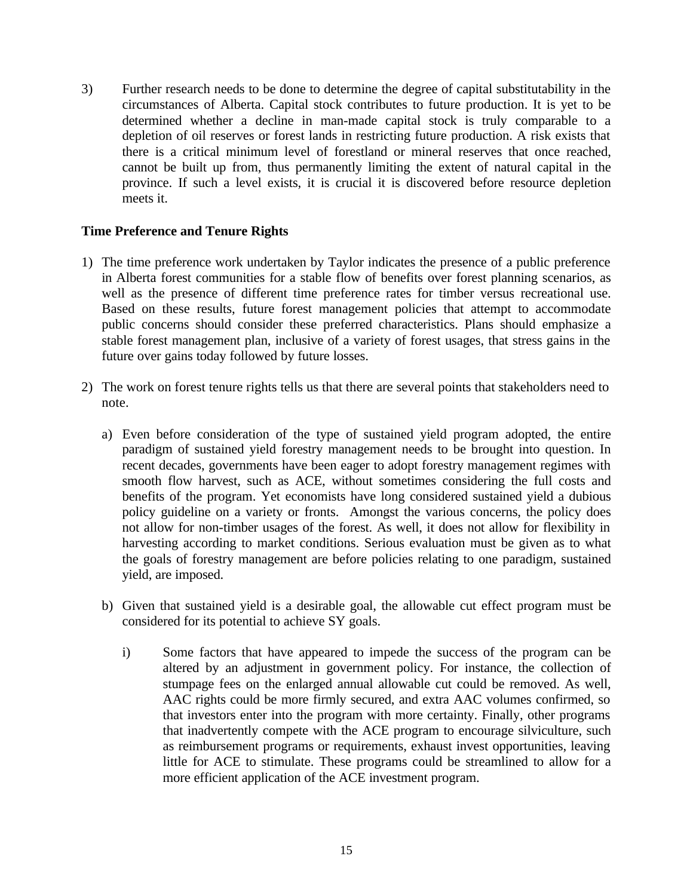3) Further research needs to be done to determine the degree of capital substitutability in the circumstances of Alberta. Capital stock contributes to future production. It is yet to be determined whether a decline in man-made capital stock is truly comparable to a depletion of oil reserves or forest lands in restricting future production. A risk exists that there is a critical minimum level of forestland or mineral reserves that once reached, cannot be built up from, thus permanently limiting the extent of natural capital in the province. If such a level exists, it is crucial it is discovered before resource depletion meets it.

**Time Preference and Tenure Rights**

1) The time preference work undertaken by Taylor indicates the presence of a public preference in Alberta forest communities for a stable flow of benefits over forest planning scenarios, as well as the presence of different time preference rates for timber versus recreational use. Based on these results, future forest management policies that attempt to accommodate public concerns should consider these preferred characteristics. Plans should emphasize a stable forest management plan, inclusive of a variety of forest usages, that stress gains in the future over gains today followed by future losses.

2) The work on forest tenure rights tells us that there are several points that stakeholders need to note.

   a) Even before consideration of the type of sustained yield program adopted, the entire paradigm of sustained yield forestry management needs to be brought into question. In recent decades, governments have been eager to adopt forestry management regimes with smooth flow harvest, such as ACE, without sometimes considering the full costs and benefits of the program. Yet economists have long considered sustained yield a dubious policy guideline on a variety or fronts. Amongst the various concerns, the policy does not allow for non-timber usages of the forest. As well, it does not allow for flexibility in harvesting according to market conditions. Serious evaluation must be given as to what the goals of forestry management are before policies relating to one paradigm, sustained yield, are imposed.

   b) Given that sustained yield is a desirable goal, the allowable cut effect program must be considered for its potential to achieve SY goals.

      i) Some factors that have appeared to impede the success of the program can be altered by an adjustment in government policy. For instance, the collection of stumpage fees on the enlarged annual allowable cut could be removed. As well, AAC rights could be more firmly secured, and extra AAC volumes confirmed, so that investors enter into the program with more certainty. Finally, other programs that inadvertently compete with the ACE program to encourage silviculture, such as reimbursement programs or requirements, exhaust invest opportunities, leaving little for ACE to stimulate. These programs could be streamlined to allow for a more efficient application of the ACE investment program.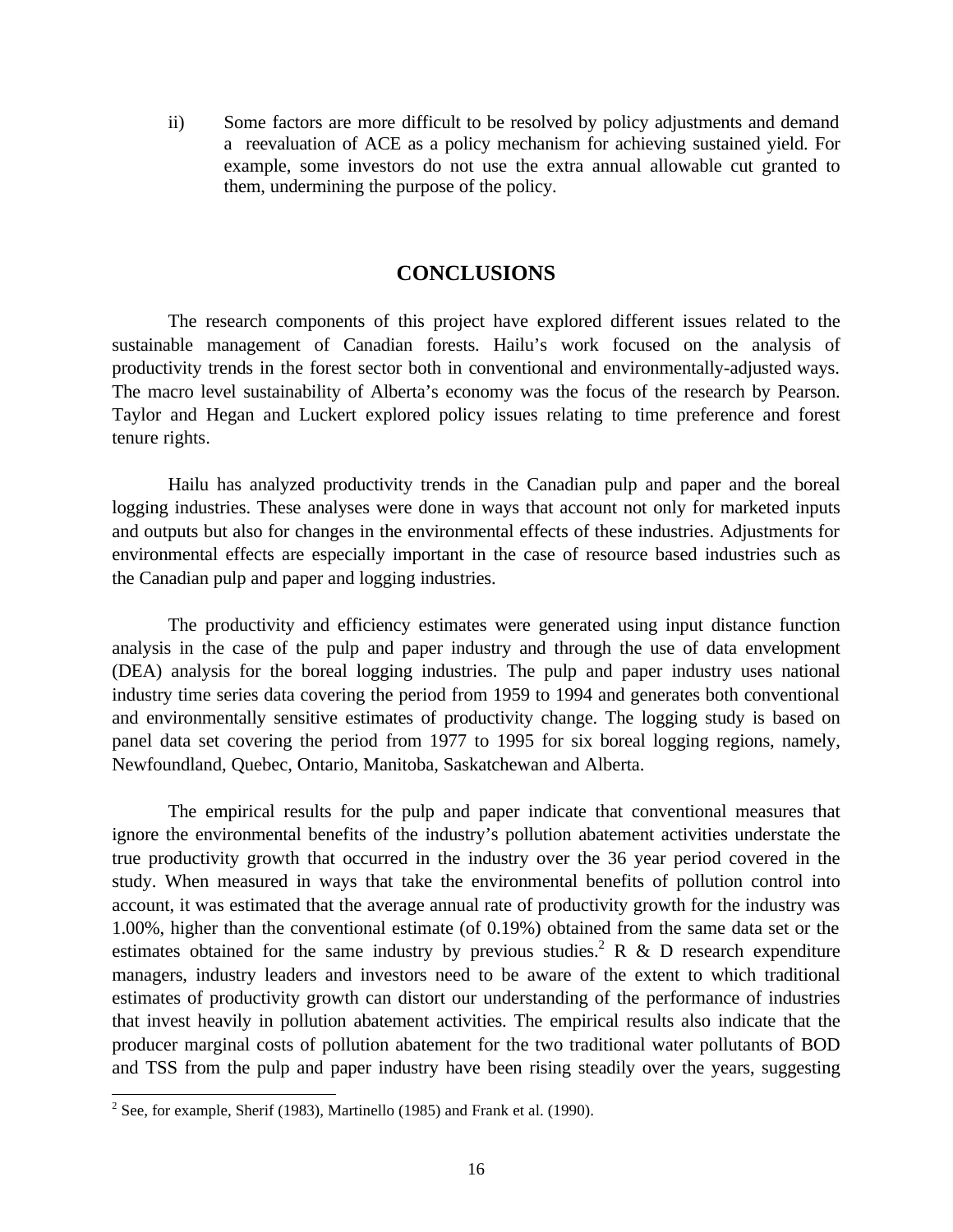ii) Some factors are more difficult to be resolved by policy adjustments and demand a reevaluation of ACE as a policy mechanism for achieving sustained yield. For example, some investors do not use the extra annual allowable cut granted to them, undermining the purpose of the policy.

## CONCLUSIONS

The research components of this project have explored different issues related to the sustainable management of Canadian forests. Hailu's work focused on the analysis of productivity trends in the forest sector both in conventional and environmentally-adjusted ways. The macro level sustainability of Alberta's economy was the focus of the research by Pearson. Taylor and Hegan and Luckert explored policy issues relating to time preference and forest tenure rights.

Hailu has analyzed productivity trends in the Canadian pulp and paper and the boreal logging industries. These analyses were done in ways that account not only for marketed inputs and outputs but also for changes in the environmental effects of these industries. Adjustments for environmental effects are especially important in the case of resource based industries such as the Canadian pulp and paper and logging industries.

The productivity and efficiency estimates were generated using input distance function analysis in the case of the pulp and paper industry and through the use of data envelopment (DEA) analysis for the boreal logging industries. The pulp and paper industry uses national industry time series data covering the period from 1959 to 1994 and generates both conventional and environmentally sensitive estimates of productivity change. The logging study is based on panel data set covering the period from 1977 to 1995 for six boreal logging regions, namely, Newfoundland, Quebec, Ontario, Manitoba, Saskatchewan and Alberta.

The empirical results for the pulp and paper indicate that conventional measures that ignore the environmental benefits of the industry's pollution abatement activities understate the true productivity growth that occurred in the industry over the 36 year period covered in the study. When measured in ways that take the environmental benefits of pollution control into account, it was estimated that the average annual rate of productivity growth for the industry was 1.00%, higher than the conventional estimate (of 0.19%) obtained from the same data set or the estimates obtained for the same industry by previous studies.[2] R & D research expenditure managers, industry leaders and investors need to be aware of the extent to which traditional estimates of productivity growth can distort our understanding of the performance of industries that invest heavily in pollution abatement activities. The empirical results also indicate that the producer marginal costs of pollution abatement for the two traditional water pollutants of BOD and TSS from the pulp and paper industry have been rising steadily over the years, suggesting

[2] See, for example, Sherif (1983), Martinello (1985) and Frank et al. (1990).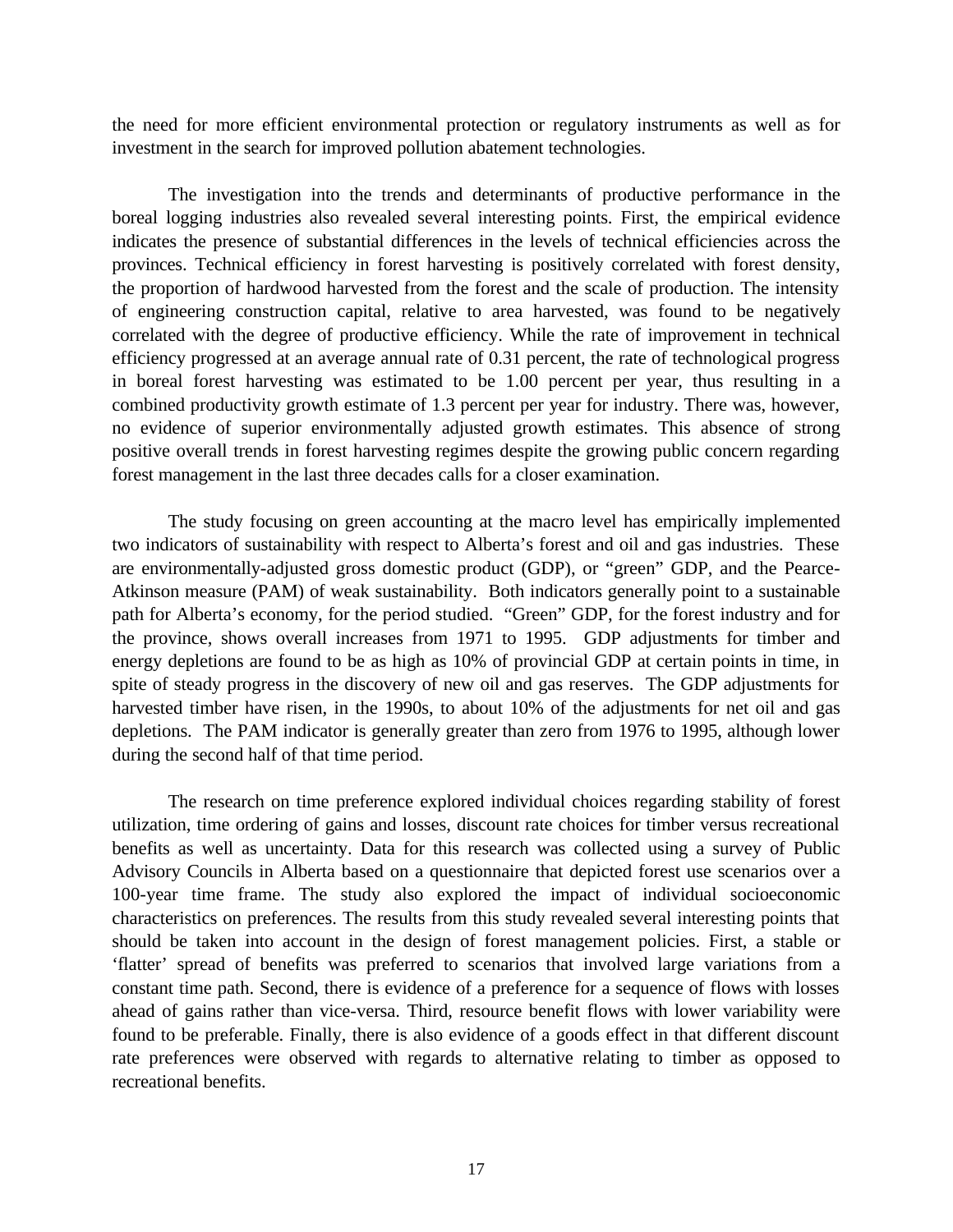the need for more efficient environmental protection or regulatory instruments as well as for investment in the search for improved pollution abatement technologies.

The investigation into the trends and determinants of productive performance in the boreal logging industries also revealed several interesting points. First, the empirical evidence indicates the presence of substantial differences in the levels of technical efficiencies across the provinces. Technical efficiency in forest harvesting is positively correlated with forest density, the proportion of hardwood harvested from the forest and the scale of production. The intensity of engineering construction capital, relative to area harvested, was found to be negatively correlated with the degree of productive efficiency. While the rate of improvement in technical efficiency progressed at an average annual rate of 0.31 percent, the rate of technological progress in boreal forest harvesting was estimated to be 1.00 percent per year, thus resulting in a combined productivity growth estimate of 1.3 percent per year for industry. There was, however, no evidence of superior environmentally adjusted growth estimates. This absence of strong positive overall trends in forest harvesting regimes despite the growing public concern regarding forest management in the last three decades calls for a closer examination.

The study focusing on green accounting at the macro level has empirically implemented two indicators of sustainability with respect to Alberta's forest and oil and gas industries. These are environmentally-adjusted gross domestic product (GDP), or "green" GDP, and the Pearce-Atkinson measure (PAM) of weak sustainability. Both indicators generally point to a sustainable path for Alberta's economy, for the period studied. "Green" GDP, for the forest industry and for the province, shows overall increases from 1971 to 1995. GDP adjustments for timber and energy depletions are found to be as high as 10% of provincial GDP at certain points in time, in spite of steady progress in the discovery of new oil and gas reserves. The GDP adjustments for harvested timber have risen, in the 1990s, to about 10% of the adjustments for net oil and gas depletions. The PAM indicator is generally greater than zero from 1976 to 1995, although lower during the second half of that time period.

The research on time preference explored individual choices regarding stability of forest utilization, time ordering of gains and losses, discount rate choices for timber versus recreational benefits as well as uncertainty. Data for this research was collected using a survey of Public Advisory Councils in Alberta based on a questionnaire that depicted forest use scenarios over a 100-year time frame. The study also explored the impact of individual socioeconomic characteristics on preferences. The results from this study revealed several interesting points that should be taken into account in the design of forest management policies. First, a stable or 'flatter' spread of benefits was preferred to scenarios that involved large variations from a constant time path. Second, there is evidence of a preference for a sequence of flows with losses ahead of gains rather than vice-versa. Third, resource benefit flows with lower variability were found to be preferable. Finally, there is also evidence of a goods effect in that different discount rate preferences were observed with regards to alternative relating to timber as opposed to recreational benefits.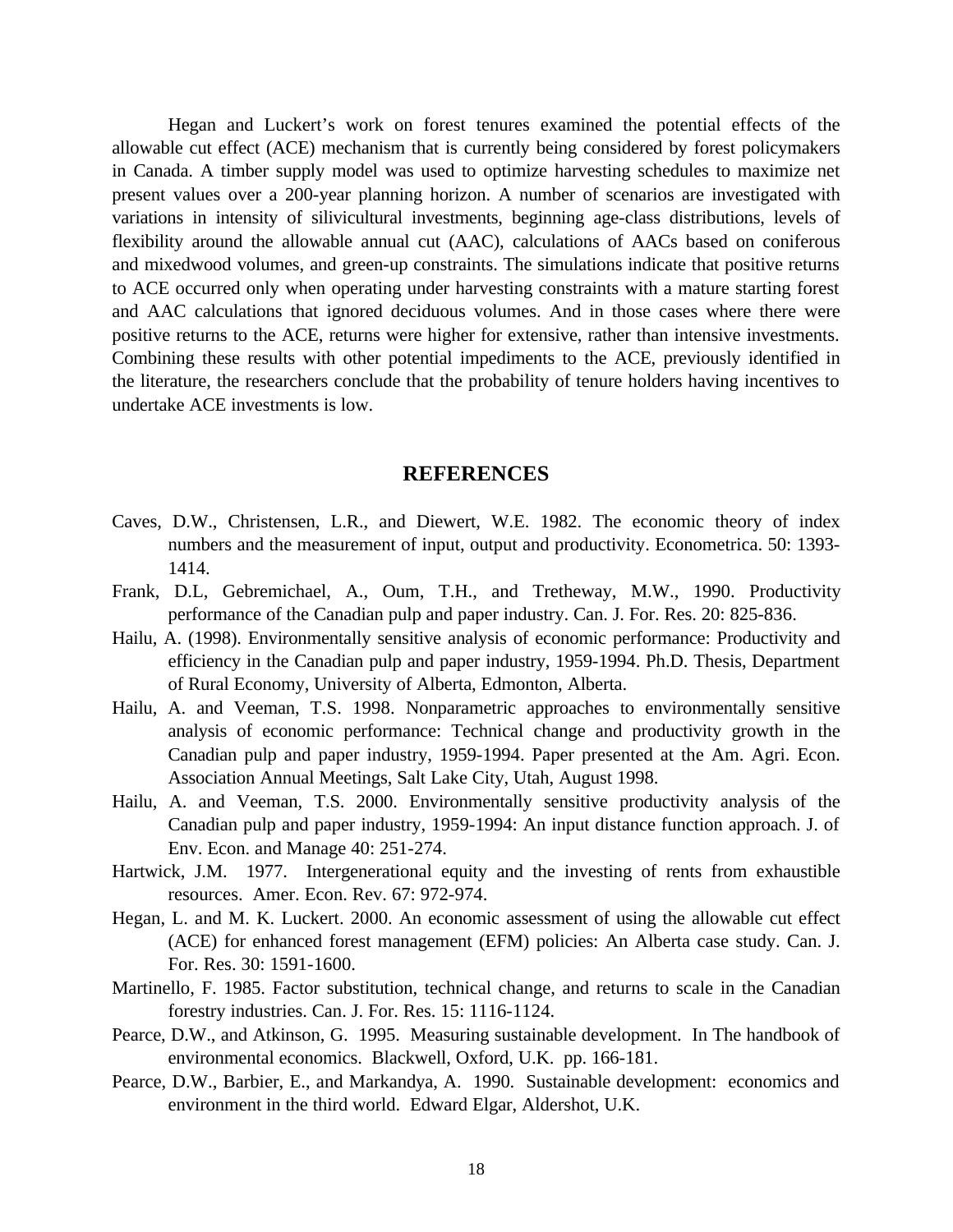Hegan and Luckert's work on forest tenures examined the potential effects of the allowable cut effect (ACE) mechanism that is currently being considered by forest policymakers in Canada. A timber supply model was used to optimize harvesting schedules to maximize net present values over a 200-year planning horizon. A number of scenarios are investigated with variations in intensity of silivicultural investments, beginning age-class distributions, levels of flexibility around the allowable annual cut (AAC), calculations of AACs based on coniferous and mixedwood volumes, and green-up constraints. The simulations indicate that positive returns to ACE occurred only when operating under harvesting constraints with a mature starting forest and AAC calculations that ignored deciduous volumes. And in those cases where there were positive returns to the ACE, returns were higher for extensive, rather than intensive investments. Combining these results with other potential impediments to the ACE, previously identified in the literature, the researchers conclude that the probability of tenure holders having incentives to undertake ACE investments is low.

## REFERENCES

Caves, D.W., Christensen, L.R., and Diewert, W.E. 1982. The economic theory of index numbers and the measurement of input, output and productivity. Econometrica. 50: 1393-1414.

Frank, D.L, Gebremichael, A., Oum, T.H., and Tretheway, M.W., 1990. Productivity performance of the Canadian pulp and paper industry. Can. J. For. Res. 20: 825-836.

Hailu, A. (1998). Environmentally sensitive analysis of economic performance: Productivity and efficiency in the Canadian pulp and paper industry, 1959-1994. Ph.D. Thesis, Department of Rural Economy, University of Alberta, Edmonton, Alberta.

Hailu, A. and Veeman, T.S. 1998. Nonparametric approaches to environmentally sensitive analysis of economic performance: Technical change and productivity growth in the Canadian pulp and paper industry, 1959-1994. Paper presented at the Am. Agri. Econ. Association Annual Meetings, Salt Lake City, Utah, August 1998.

Hailu, A. and Veeman, T.S. 2000. Environmentally sensitive productivity analysis of the Canadian pulp and paper industry, 1959-1994: An input distance function approach. J. of Env. Econ. and Manage 40: 251-274.

Hartwick, J.M. 1977. Intergenerational equity and the investing of rents from exhaustible resources. Amer. Econ. Rev. 67: 972-974.

Hegan, L. and M. K. Luckert. 2000. An economic assessment of using the allowable cut effect (ACE) for enhanced forest management (EFM) policies: An Alberta case study. Can. J. For. Res. 30: 1591-1600.

Martinello, F. 1985. Factor substitution, technical change, and returns to scale in the Canadian forestry industries. Can. J. For. Res. 15: 1116-1124.

Pearce, D.W., and Atkinson, G. 1995. Measuring sustainable development. In The handbook of environmental economics. Blackwell, Oxford, U.K. pp. 166-181.

Pearce, D.W., Barbier, E., and Markandya, A. 1990. Sustainable development: economics and environment in the third world. Edward Elgar, Aldershot, U.K.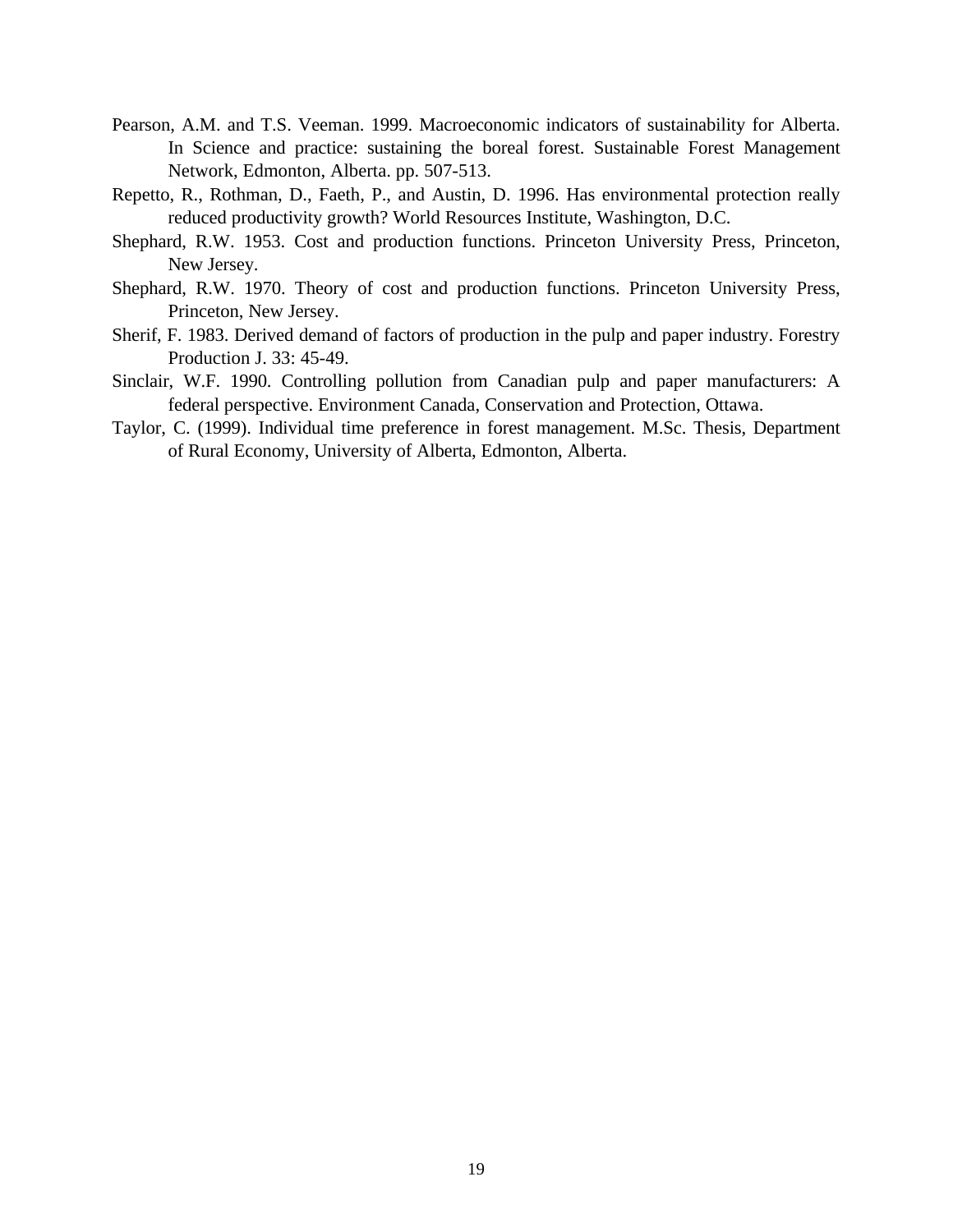Pearson, A.M. and T.S. Veeman. 1999. Macroeconomic indicators of sustainability for Alberta. In Science and practice: sustaining the boreal forest. Sustainable Forest Management Network, Edmonton, Alberta. pp. 507-513.

Repetto, R., Rothman, D., Faeth, P., and Austin, D. 1996. Has environmental protection really reduced productivity growth? World Resources Institute, Washington, D.C.

Shephard, R.W. 1953. Cost and production functions. Princeton University Press, Princeton, New Jersey.

Shephard, R.W. 1970. Theory of cost and production functions. Princeton University Press, Princeton, New Jersey.

Sherif, F. 1983. Derived demand of factors of production in the pulp and paper industry. Forestry Production J. 33: 45-49.

Sinclair, W.F. 1990. Controlling pollution from Canadian pulp and paper manufacturers: A federal perspective. Environment Canada, Conservation and Protection, Ottawa.

Taylor, C. (1999). Individual time preference in forest management. M.Sc. Thesis, Department of Rural Economy, University of Alberta, Edmonton, Alberta.